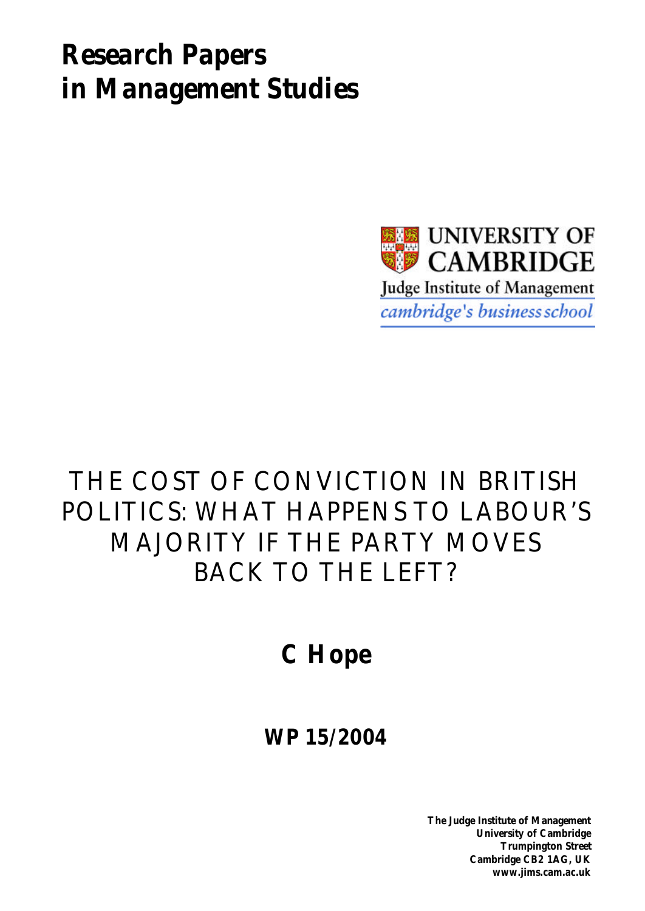# Research Papers in Management Studies

UNIVERSITY OF CAMBRIDGE

Judge Institute of Management

*cambridge's business school*

## THE COST OF CONVICTION IN BRITISH POLITICS: WHAT HAPPENS TO LABOUR'S MAJORITY IF THE PARTY MOVES BACK TO THE LEFT?

**C Hope**

**WP 15/2004**

**The Judge Institute of Management**
**University of Cambridge**
**Trumpington Street**
**Cambridge CB2 1AG, UK**
**www.jims.cam.ac.uk**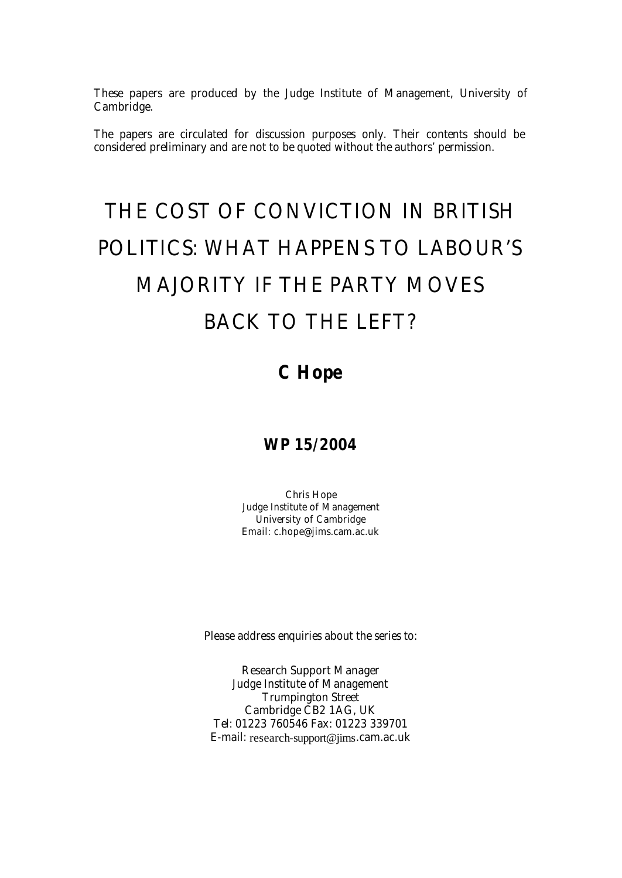These papers are produced by the Judge Institute of Management, University of Cambridge.

The papers are circulated for discussion purposes only. Their contents should be considered preliminary and are not to be quoted without the authors' permission.

# THE COST OF CONVICTION IN BRITISH POLITICS: WHAT HAPPENS TO LABOUR'S MAJORITY IF THE PARTY MOVES BACK TO THE LEFT?

## C Hope

### WP 15/2004

Chris Hope
Judge Institute of Management
University of Cambridge
Email: c.hope@jims.cam.ac.uk

Please address enquiries about the series to:

Research Support Manager
Judge Institute of Management
Trumpington Street
Cambridge CB2 1AG, UK
Tel: 01223 760546 Fax: 01223 339701
E-mail: research-support@jims.cam.ac.uk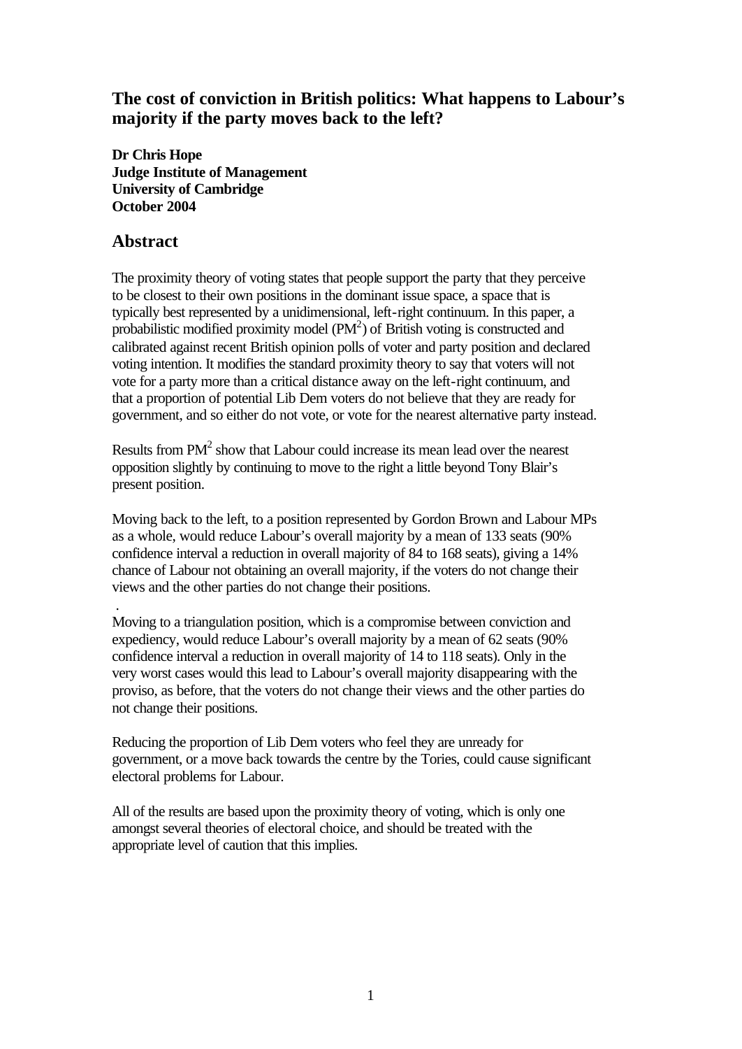# The cost of conviction in British politics: What happens to Labour's majority if the party moves back to the left?

**Dr Chris Hope**
**Judge Institute of Management**
**University of Cambridge**
**October 2004**

## Abstract

The proximity theory of voting states that people support the party that they perceive to be closest to their own positions in the dominant issue space, a space that is typically best represented by a unidimensional, left-right continuum. In this paper, a probabilistic modified proximity model ($PM^2$) of British voting is constructed and calibrated against recent British opinion polls of voter and party position and declared voting intention. It modifies the standard proximity theory to say that voters will not vote for a party more than a critical distance away on the left-right continuum, and that a proportion of potential Lib Dem voters do not believe that they are ready for government, and so either do not vote, or vote for the nearest alternative party instead.

Results from $PM^2$ show that Labour could increase its mean lead over the nearest opposition slightly by continuing to move to the right a little beyond Tony Blair's present position.

Moving back to the left, to a position represented by Gordon Brown and Labour MPs as a whole, would reduce Labour's overall majority by a mean of 133 seats (90% confidence interval a reduction in overall majority of 84 to 168 seats), giving a 14% chance of Labour not obtaining an overall majority, if the voters do not change their views and the other parties do not change their positions.

Moving to a triangulation position, which is a compromise between conviction and expediency, would reduce Labour's overall majority by a mean of 62 seats (90% confidence interval a reduction in overall majority of 14 to 118 seats). Only in the very worst cases would this lead to Labour's overall majority disappearing with the proviso, as before, that the voters do not change their views and the other parties do not change their positions.

Reducing the proportion of Lib Dem voters who feel they are unready for government, or a move back towards the centre by the Tories, could cause significant electoral problems for Labour.

All of the results are based upon the proximity theory of voting, which is only one amongst several theories of electoral choice, and should be treated with the appropriate level of caution that this implies.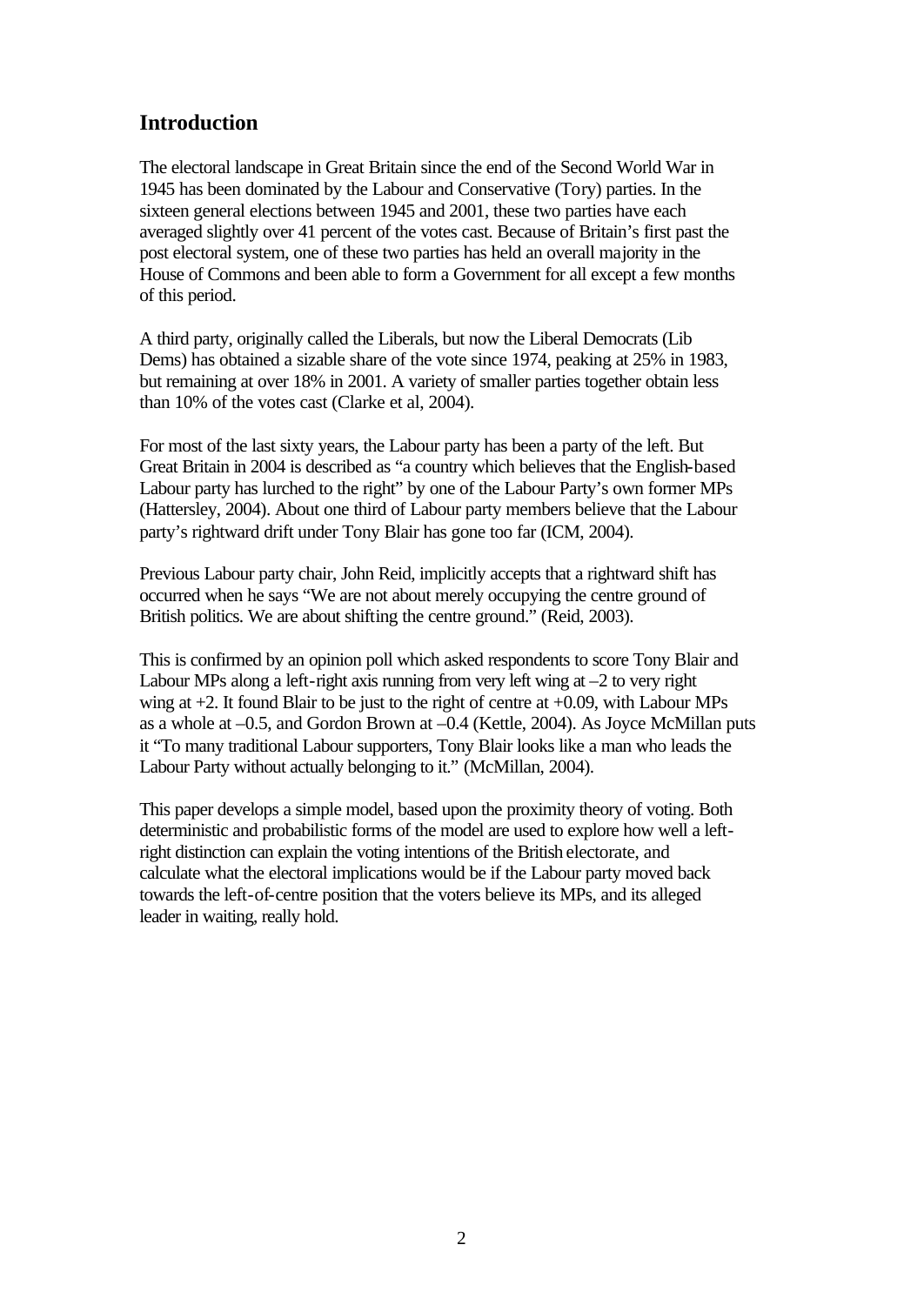## Introduction

The electoral landscape in Great Britain since the end of the Second World War in 1945 has been dominated by the Labour and Conservative (Tory) parties. In the sixteen general elections between 1945 and 2001, these two parties have each averaged slightly over 41 percent of the votes cast. Because of Britain's first past the post electoral system, one of these two parties has held an overall majority in the House of Commons and been able to form a Government for all except a few months of this period.

A third party, originally called the Liberals, but now the Liberal Democrats (Lib Dems) has obtained a sizable share of the vote since 1974, peaking at 25% in 1983, but remaining at over 18% in 2001. A variety of smaller parties together obtain less than 10% of the votes cast (Clarke et al, 2004).

For most of the last sixty years, the Labour party has been a party of the left. But Great Britain in 2004 is described as "a country which believes that the English-based Labour party has lurched to the right" by one of the Labour Party's own former MPs (Hattersley, 2004). About one third of Labour party members believe that the Labour party's rightward drift under Tony Blair has gone too far (ICM, 2004).

Previous Labour party chair, John Reid, implicitly accepts that a rightward shift has occurred when he says "We are not about merely occupying the centre ground of British politics. We are about shifting the centre ground." (Reid, 2003).

This is confirmed by an opinion poll which asked respondents to score Tony Blair and Labour MPs along a left-right axis running from very left wing at –2 to very right wing at +2. It found Blair to be just to the right of centre at +0.09, with Labour MPs as a whole at –0.5, and Gordon Brown at –0.4 (Kettle, 2004). As Joyce McMillan puts it "To many traditional Labour supporters, Tony Blair looks like a man who leads the Labour Party without actually belonging to it." (McMillan, 2004).

This paper develops a simple model, based upon the proximity theory of voting. Both deterministic and probabilistic forms of the model are used to explore how well a left-right distinction can explain the voting intentions of the British electorate, and calculate what the electoral implications would be if the Labour party moved back towards the left-of-centre position that the voters believe its MPs, and its alleged leader in waiting, really hold.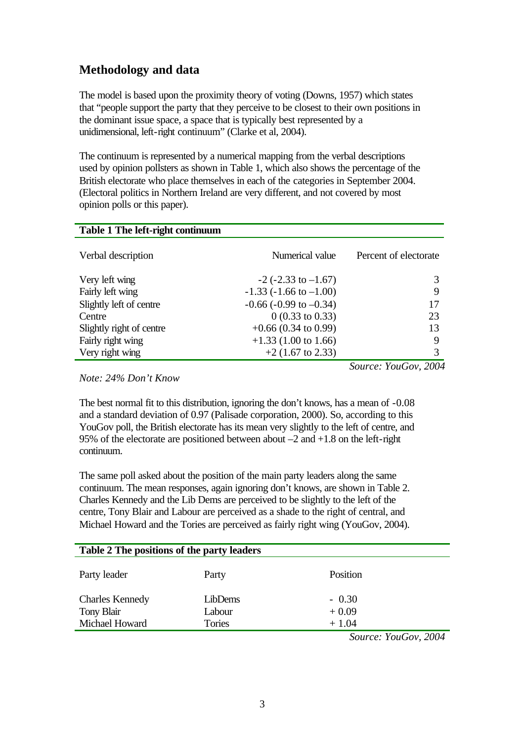## Methodology and data

The model is based upon the proximity theory of voting (Downs, 1957) which states that "people support the party that they perceive to be closest to their own positions in the dominant issue space, a space that is typically best represented by a unidimensional, left-right continuum" (Clarke et al, 2004).

The continuum is represented by a numerical mapping from the verbal descriptions used by opinion pollsters as shown in Table 1, which also shows the percentage of the British electorate who place themselves in each of the categories in September 2004. (Electoral politics in Northern Ireland are very different, and not covered by most opinion polls or this paper).

**Table 1 The left-right continuum**

| Verbal description | Numerical value | Percent of electorate |
|---|---|---|
| Very left wing | -2 (-2.33 to –1.67) | 3 |
| Fairly left wing | -1.33 (-1.66 to –1.00) | 9 |
| Slightly left of centre | -0.66 (-0.99 to –0.34) | 17 |
| Centre | 0 (0.33 to 0.33) | 23 |
| Slightly right of centre | +0.66 (0.34 to 0.99) | 13 |
| Fairly right wing | +1.33 (1.00 to 1.66) | 9 |
| Very right wing | +2 (1.67 to 2.33) | 3 |

*Source: YouGov, 2004*

*Note: 24% Don't Know*

The best normal fit to this distribution, ignoring the don't knows, has a mean of -0.08 and a standard deviation of 0.97 (Palisade corporation, 2000). So, according to this YouGov poll, the British electorate has its mean very slightly to the left of centre, and 95% of the electorate are positioned between about –2 and +1.8 on the left-right continuum.

The same poll asked about the position of the main party leaders along the same continuum. The mean responses, again ignoring don't knows, are shown in Table 2. Charles Kennedy and the Lib Dems are perceived to be slightly to the left of the centre, Tony Blair and Labour are perceived as a shade to the right of central, and Michael Howard and the Tories are perceived as fairly right wing (YouGov, 2004).

**Table 2 The positions of the party leaders**

| Party leader | Party | Position |
|---|---|---|
| Charles Kennedy | LibDems | - 0.30 |
| Tony Blair | Labour | + 0.09 |
| Michael Howard | Tories | + 1.04 |

*Source: YouGov, 2004*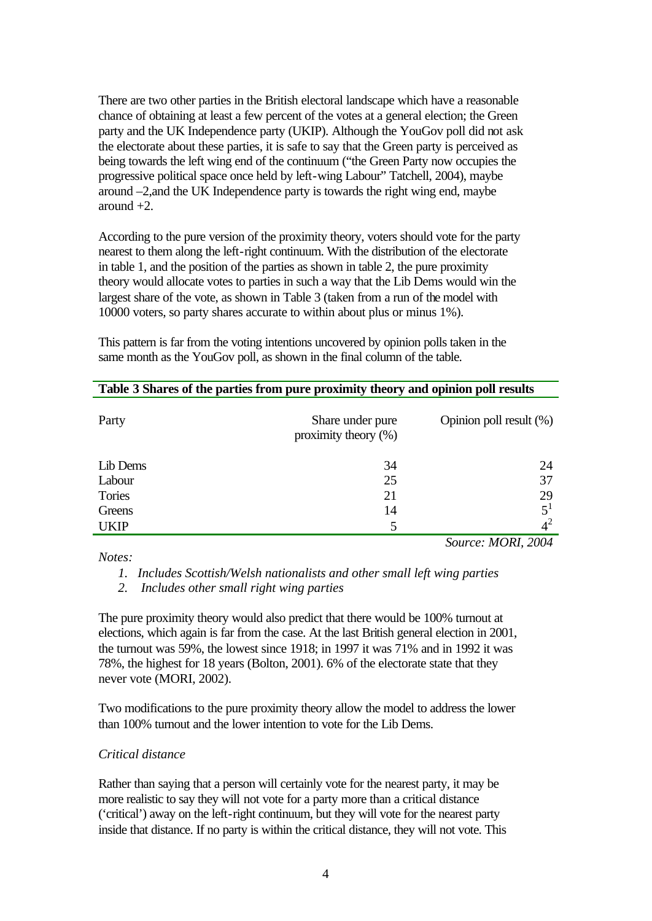There are two other parties in the British electoral landscape which have a reasonable chance of obtaining at least a few percent of the votes at a general election; the Green party and the UK Independence party (UKIP). Although the YouGov poll did not ask the electorate about these parties, it is safe to say that the Green party is perceived as being towards the left wing end of the continuum ("the Green Party now occupies the progressive political space once held by left-wing Labour" Tatchell, 2004), maybe around –2,and the UK Independence party is towards the right wing end, maybe around +2.

According to the pure version of the proximity theory, voters should vote for the party nearest to them along the left-right continuum. With the distribution of the electorate in table 1, and the position of the parties as shown in table 2, the pure proximity theory would allocate votes to parties in such a way that the Lib Dems would win the largest share of the vote, as shown in Table 3 (taken from a run of the model with 10000 voters, so party shares accurate to within about plus or minus 1%).

This pattern is far from the voting intentions uncovered by opinion polls taken in the same month as the YouGov poll, as shown in the final column of the table.

**Table 3 Shares of the parties from pure proximity theory and opinion poll results**

| Party | Share under pure proximity theory (%) | Opinion poll result (%) |
|---|---|---|
| Lib Dems | 34 | 24 |
| Labour | 25 | 37 |
| Tories | 21 | 29 |
| Greens | 14 | 5[1] |
| UKIP | 5 | 4[2] |

*Source: MORI, 2004*

*Notes:*

1. *Includes Scottish/Welsh nationalists and other small left wing parties*
2. *Includes other small right wing parties*

The pure proximity theory would also predict that there would be 100% turnout at elections, which again is far from the case. At the last British general election in 2001, the turnout was 59%, the lowest since 1918; in 1997 it was 71% and in 1992 it was 78%, the highest for 18 years (Bolton, 2001). 6% of the electorate state that they never vote (MORI, 2002).

Two modifications to the pure proximity theory allow the model to address the lower than 100% turnout and the lower intention to vote for the Lib Dems.

*Critical distance*

Rather than saying that a person will certainly vote for the nearest party, it may be more realistic to say they will not vote for a party more than a critical distance ('critical') away on the left-right continuum, but they will vote for the nearest party inside that distance. If no party is within the critical distance, they will not vote. This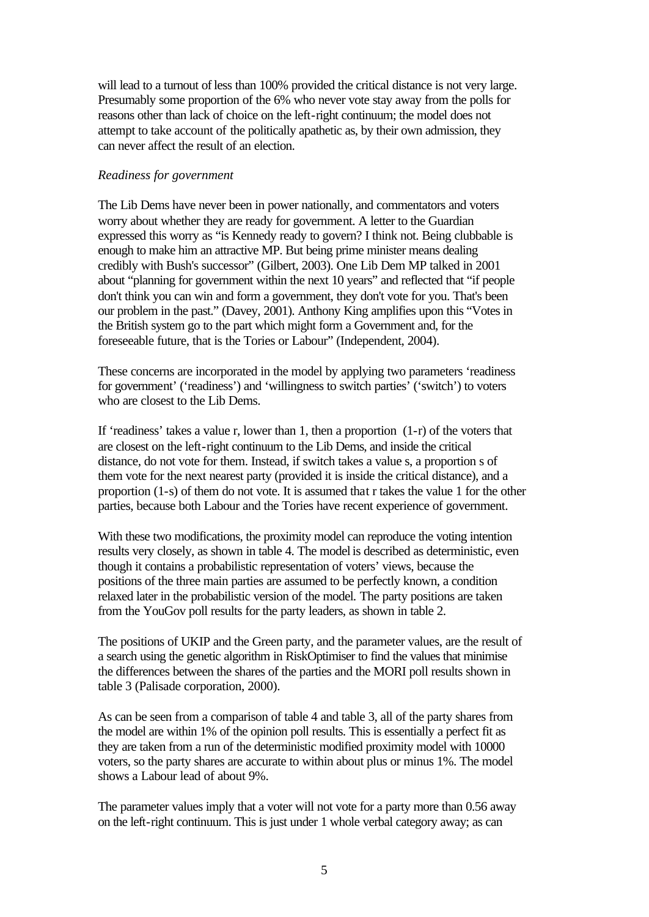will lead to a turnout of less than 100% provided the critical distance is not very large. Presumably some proportion of the 6% who never vote stay away from the polls for reasons other than lack of choice on the left-right continuum; the model does not attempt to take account of the politically apathetic as, by their own admission, they can never affect the result of an election.

*Readiness for government*

The Lib Dems have never been in power nationally, and commentators and voters worry about whether they are ready for government. A letter to the Guardian expressed this worry as "is Kennedy ready to govern? I think not. Being clubbable is enough to make him an attractive MP. But being prime minister means dealing credibly with Bush's successor" (Gilbert, 2003). One Lib Dem MP talked in 2001 about "planning for government within the next 10 years" and reflected that "if people don't think you can win and form a government, they don't vote for you. That's been our problem in the past." (Davey, 2001). Anthony King amplifies upon this "Votes in the British system go to the part which might form a Government and, for the foreseeable future, that is the Tories or Labour" (Independent, 2004).

These concerns are incorporated in the model by applying two parameters 'readiness for government' ('readiness') and 'willingness to switch parties' ('switch') to voters who are closest to the Lib Dems.

If 'readiness' takes a value r, lower than 1, then a proportion (1-r) of the voters that are closest on the left-right continuum to the Lib Dems, and inside the critical distance, do not vote for them. Instead, if switch takes a value s, a proportion s of them vote for the next nearest party (provided it is inside the critical distance), and a proportion (1-s) of them do not vote. It is assumed that r takes the value 1 for the other parties, because both Labour and the Tories have recent experience of government.

With these two modifications, the proximity model can reproduce the voting intention results very closely, as shown in table 4. The model is described as deterministic, even though it contains a probabilistic representation of voters' views, because the positions of the three main parties are assumed to be perfectly known, a condition relaxed later in the probabilistic version of the model. The party positions are taken from the YouGov poll results for the party leaders, as shown in table 2.

The positions of UKIP and the Green party, and the parameter values, are the result of a search using the genetic algorithm in RiskOptimiser to find the values that minimise the differences between the shares of the parties and the MORI poll results shown in table 3 (Palisade corporation, 2000).

As can be seen from a comparison of table 4 and table 3, all of the party shares from the model are within 1% of the opinion poll results. This is essentially a perfect fit as they are taken from a run of the deterministic modified proximity model with 10000 voters, so the party shares are accurate to within about plus or minus 1%. The model shows a Labour lead of about 9%.

The parameter values imply that a voter will not vote for a party more than 0.56 away on the left-right continuum. This is just under 1 whole verbal category away; as can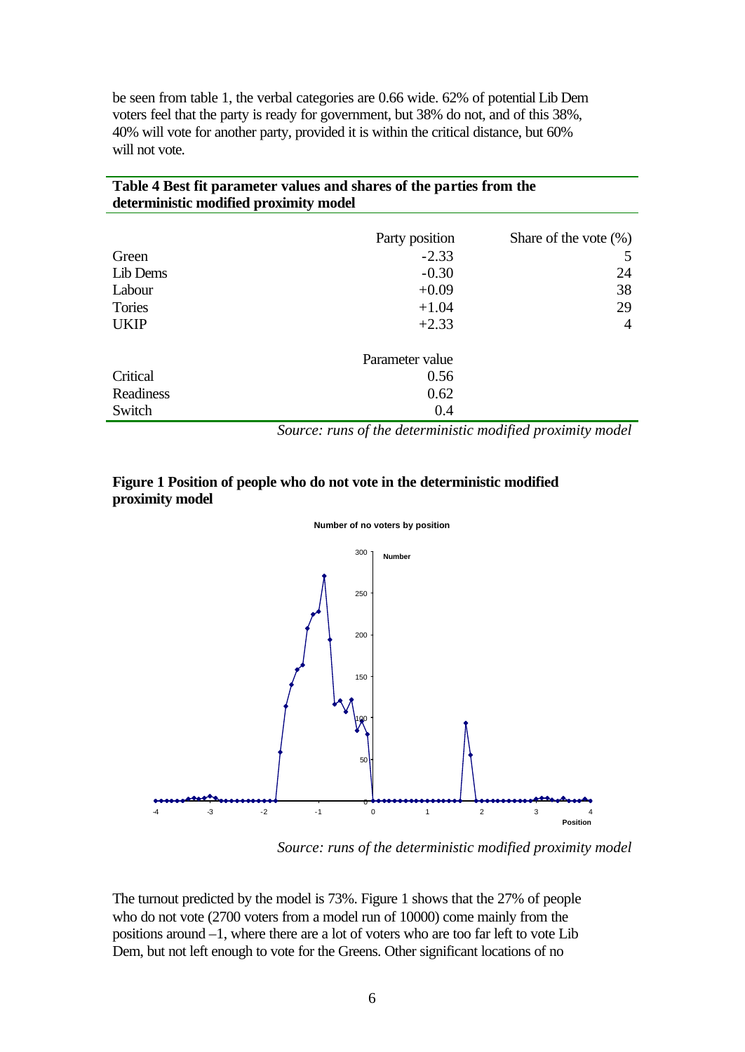be seen from table 1, the verbal categories are 0.66 wide. 62% of potential Lib Dem voters feel that the party is ready for government, but 38% do not, and of this 38%, 40% will vote for another party, provided it is within the critical distance, but 60% will not vote.

**Table 4 Best fit parameter values and shares of the parties from the deterministic modified proximity model**

| | Party position | Share of the vote (%) |
|---|---|---|
| Green | -2.33 | 5 |
| Lib Dems | -0.30 | 24 |
| Labour | +0.09 | 38 |
| Tories | +1.04 | 29 |
| UKIP | +2.33 | 4 |
| | Parameter value | |
| Critical | 0.56 | |
| Readiness | 0.62 | |
| Switch | 0.4 | |

*Source: runs of the deterministic modified proximity model*

**Figure 1 Position of people who do not vote in the deterministic modified proximity model**

*Source: runs of the deterministic modified proximity model*

The turnout predicted by the model is 73%. Figure 1 shows that the 27% of people who do not vote (2700 voters from a model run of 10000) come mainly from the positions around –1, where there are a lot of voters who are too far left to vote Lib Dem, but not left enough to vote for the Greens. Other significant locations of no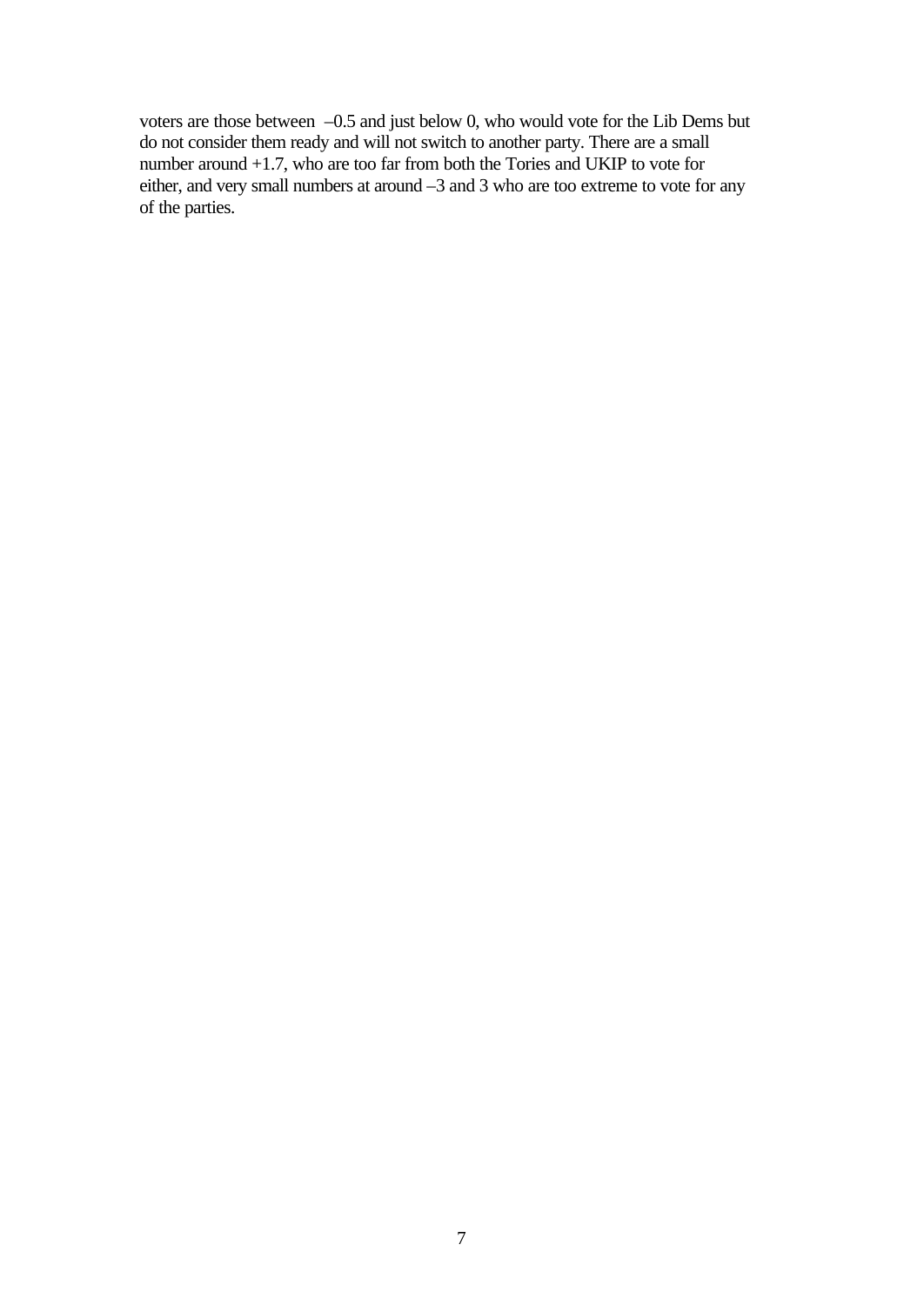voters are those between –0.5 and just below 0, who would vote for the Lib Dems but do not consider them ready and will not switch to another party. There are a small number around +1.7, who are too far from both the Tories and UKIP to vote for either, and very small numbers at around –3 and 3 who are too extreme to vote for any of the parties.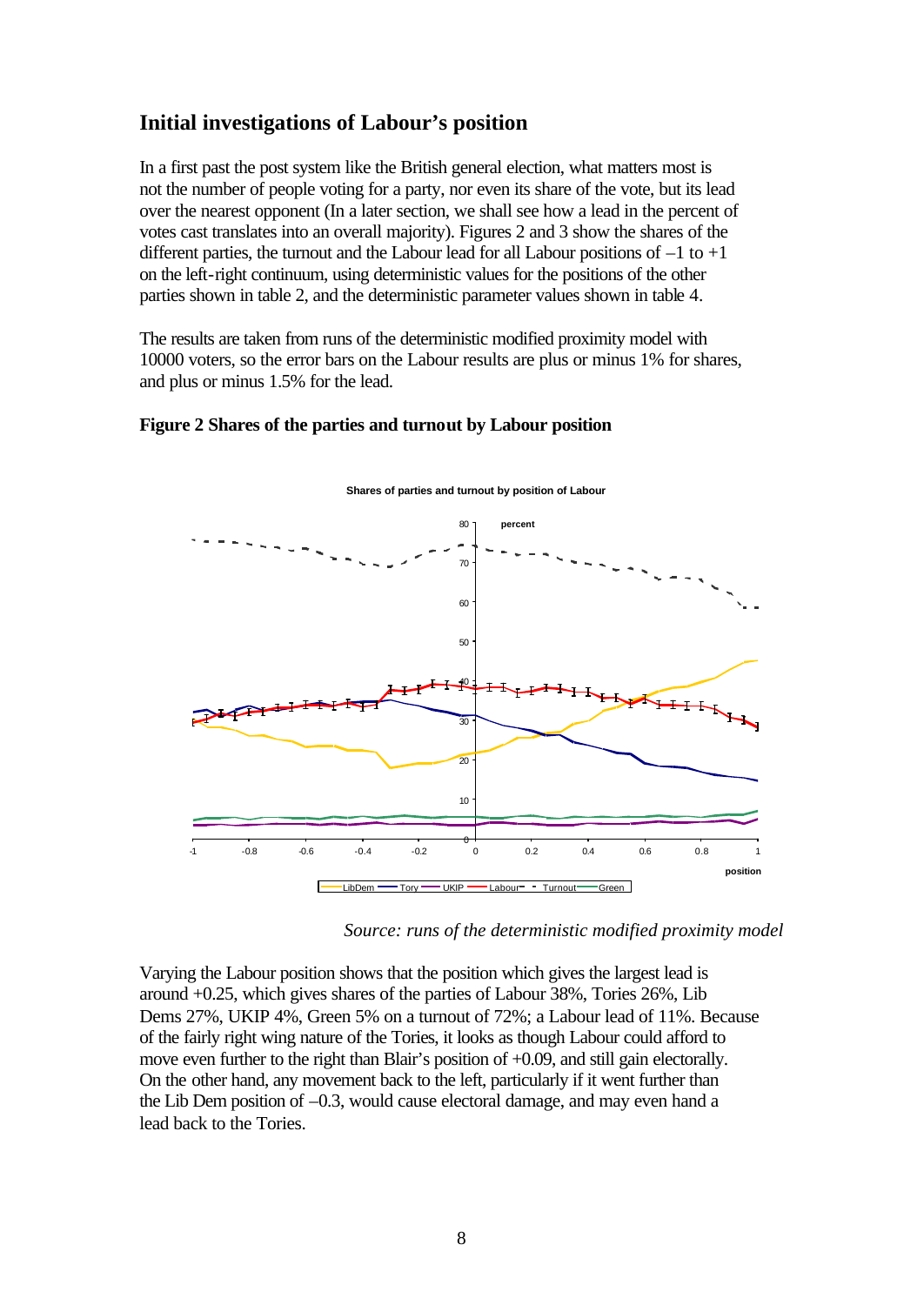## Initial investigations of Labour's position

In a first past the post system like the British general election, what matters most is not the number of people voting for a party, nor even its share of the vote, but its lead over the nearest opponent (In a later section, we shall see how a lead in the percent of votes cast translates into an overall majority). Figures 2 and 3 show the shares of the different parties, the turnout and the Labour lead for all Labour positions of –1 to +1 on the left-right continuum, using deterministic values for the positions of the other parties shown in table 2, and the deterministic parameter values shown in table 4.

The results are taken from runs of the deterministic modified proximity model with 10000 voters, so the error bars on the Labour results are plus or minus 1% for shares, and plus or minus 1.5% for the lead.

**Figure 2 Shares of the parties and turnout by Labour position**

*Source: runs of the deterministic modified proximity model*

Varying the Labour position shows that the position which gives the largest lead is around +0.25, which gives shares of the parties of Labour 38%, Tories 26%, Lib Dems 27%, UKIP 4%, Green 5% on a turnout of 72%; a Labour lead of 11%. Because of the fairly right wing nature of the Tories, it looks as though Labour could afford to move even further to the right than Blair's position of +0.09, and still gain electorally. On the other hand, any movement back to the left, particularly if it went further than the Lib Dem position of –0.3, would cause electoral damage, and may even hand a lead back to the Tories.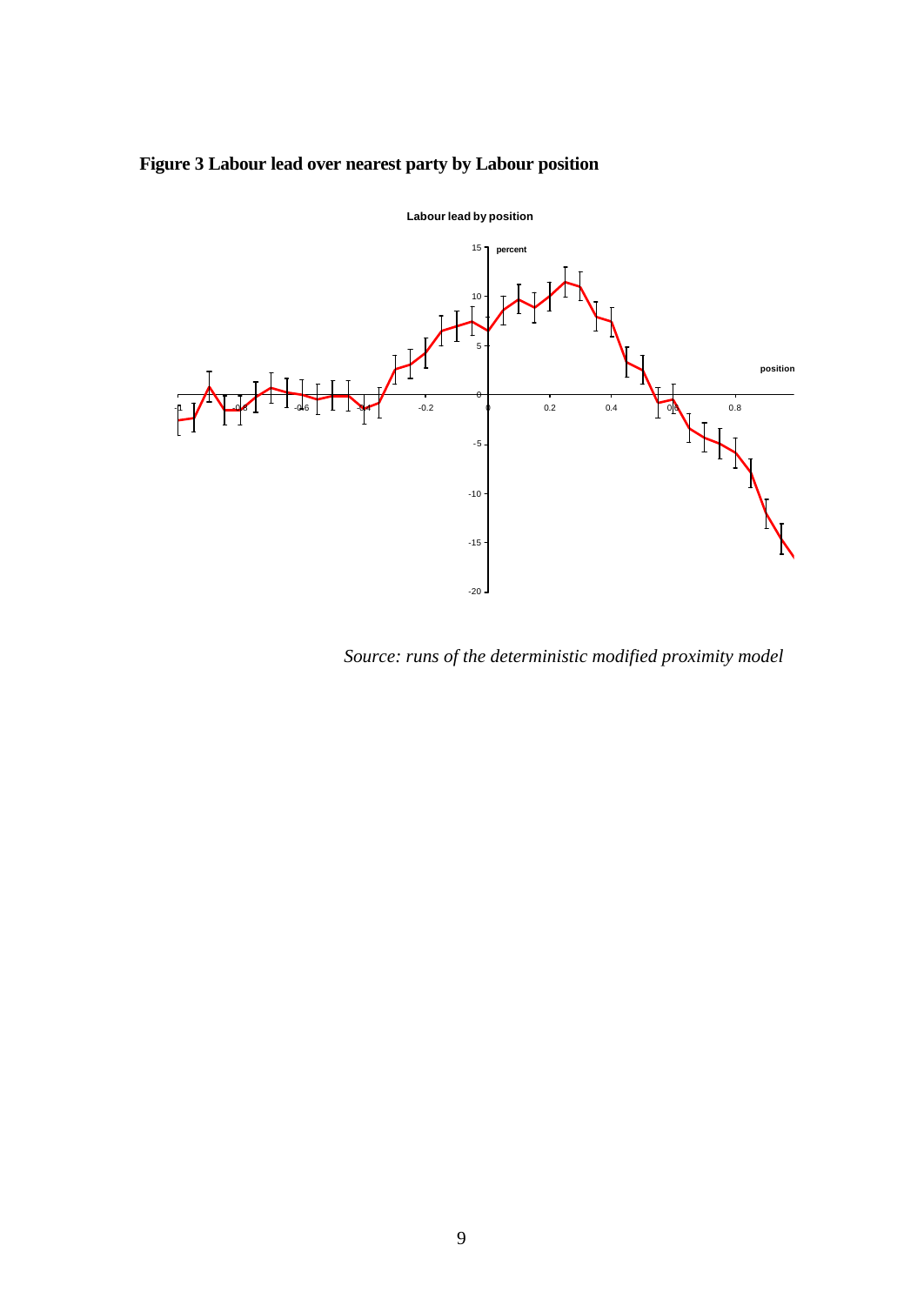**Figure 3 Labour lead over nearest party by Labour position**

*Source: runs of the deterministic modified proximity model*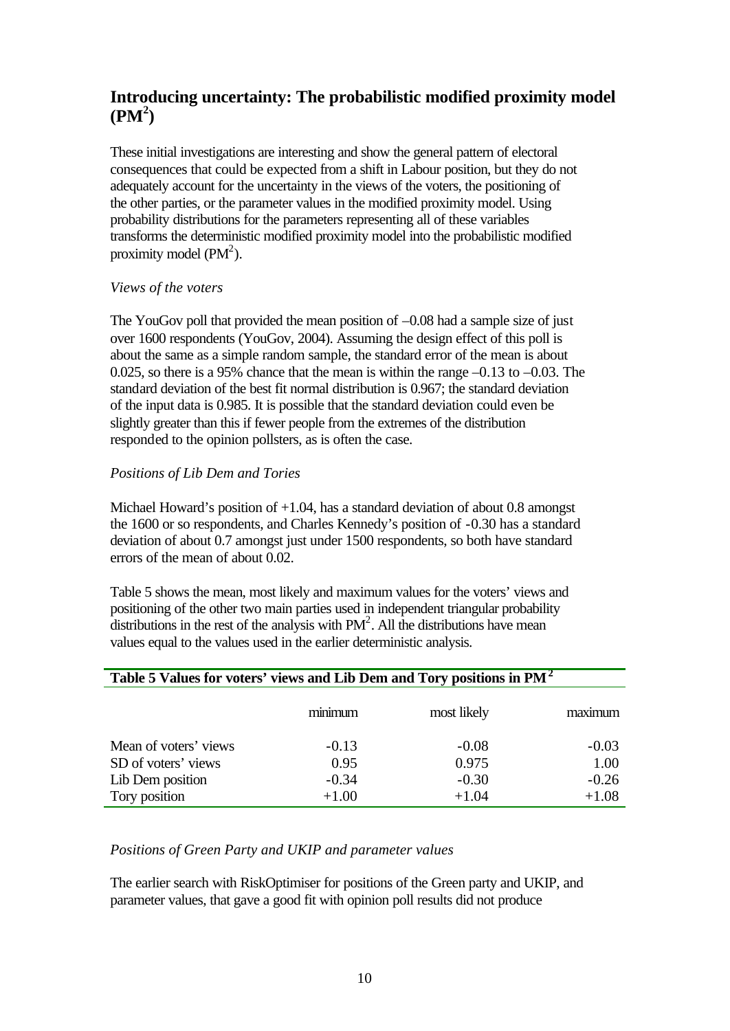## Introducing uncertainty: The probabilistic modified proximity model ($PM^2$)

These initial investigations are interesting and show the general pattern of electoral consequences that could be expected from a shift in Labour position, but they do not adequately account for the uncertainty in the views of the voters, the positioning of the other parties, or the parameter values in the modified proximity model. Using probability distributions for the parameters representing all of these variables transforms the deterministic modified proximity model into the probabilistic modified proximity model ($PM^2$).

*Views of the voters*

The YouGov poll that provided the mean position of –0.08 had a sample size of just over 1600 respondents (YouGov, 2004). Assuming the design effect of this poll is about the same as a simple random sample, the standard error of the mean is about 0.025, so there is a 95% chance that the mean is within the range –0.13 to –0.03. The standard deviation of the best fit normal distribution is 0.967; the standard deviation of the input data is 0.985. It is possible that the standard deviation could even be slightly greater than this if fewer people from the extremes of the distribution responded to the opinion pollsters, as is often the case.

*Positions of Lib Dem and Tories*

Michael Howard's position of +1.04, has a standard deviation of about 0.8 amongst the 1600 or so respondents, and Charles Kennedy's position of -0.30 has a standard deviation of about 0.7 amongst just under 1500 respondents, so both have standard errors of the mean of about 0.02.

Table 5 shows the mean, most likely and maximum values for the voters' views and positioning of the other two main parties used in independent triangular probability distributions in the rest of the analysis with $PM^2$. All the distributions have mean values equal to the values used in the earlier deterministic analysis.

**Table 5 Values for voters' views and Lib Dem and Tory positions in $PM^2$**

| | minimum | most likely | maximum |
|---|---|---|---|
| Mean of voters' views | -0.13 | -0.08 | -0.03 |
| SD of voters' views | 0.95 | 0.975 | 1.00 |
| Lib Dem position | -0.34 | -0.30 | -0.26 |
| Tory position | +1.00 | +1.04 | +1.08 |

*Positions of Green Party and UKIP and parameter values*

The earlier search with RiskOptimiser for positions of the Green party and UKIP, and parameter values, that gave a good fit with opinion poll results did not produce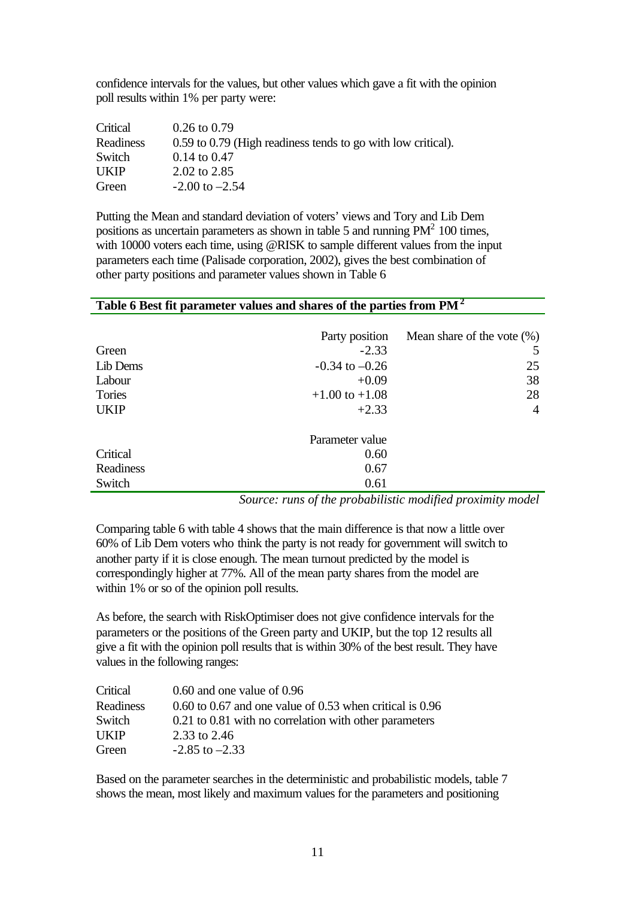confidence intervals for the values, but other values which gave a fit with the opinion poll results within 1% per party were:

| | |
|---|---|
| Critical | 0.26 to 0.79 |
| Readiness | 0.59 to 0.79 (High readiness tends to go with low critical). |
| Switch | 0.14 to 0.47 |
| UKIP | 2.02 to 2.85 |
| Green | -2.00 to –2.54 |

Putting the Mean and standard deviation of voters' views and Tory and Lib Dem positions as uncertain parameters as shown in table 5 and running $PM^2$ 100 times, with 10000 voters each time, using @RISK to sample different values from the input parameters each time (Palisade corporation, 2002), gives the best combination of other party positions and parameter values shown in Table 6

**Table 6 Best fit parameter values and shares of the parties from $PM^2$**

| | Party position | Mean share of the vote (%) |
|---|---|---|
| Green | -2.33 | 5 |
| Lib Dems | -0.34 to –0.26 | 25 |
| Labour | +0.09 | 38 |
| Tories | +1.00 to +1.08 | 28 |
| UKIP | +2.33 | 4 |
| | **Parameter value** | |
| Critical | 0.60 | |
| Readiness | 0.67 | |
| Switch | 0.61 | |

*Source: runs of the probabilistic modified proximity model*

Comparing table 6 with table 4 shows that the main difference is that now a little over 60% of Lib Dem voters who think the party is not ready for government will switch to another party if it is close enough. The mean turnout predicted by the model is correspondingly higher at 77%. All of the mean party shares from the model are within 1% or so of the opinion poll results.

As before, the search with RiskOptimiser does not give confidence intervals for the parameters or the positions of the Green party and UKIP, but the top 12 results all give a fit with the opinion poll results that is within 30% of the best result. They have values in the following ranges:

| | |
|---|---|
| Critical | 0.60 and one value of 0.96 |
| Readiness | 0.60 to 0.67 and one value of 0.53 when critical is 0.96 |
| Switch | 0.21 to 0.81 with no correlation with other parameters |
| UKIP | 2.33 to 2.46 |
| Green | -2.85 to –2.33 |

Based on the parameter searches in the deterministic and probabilistic models, table 7 shows the mean, most likely and maximum values for the parameters and positioning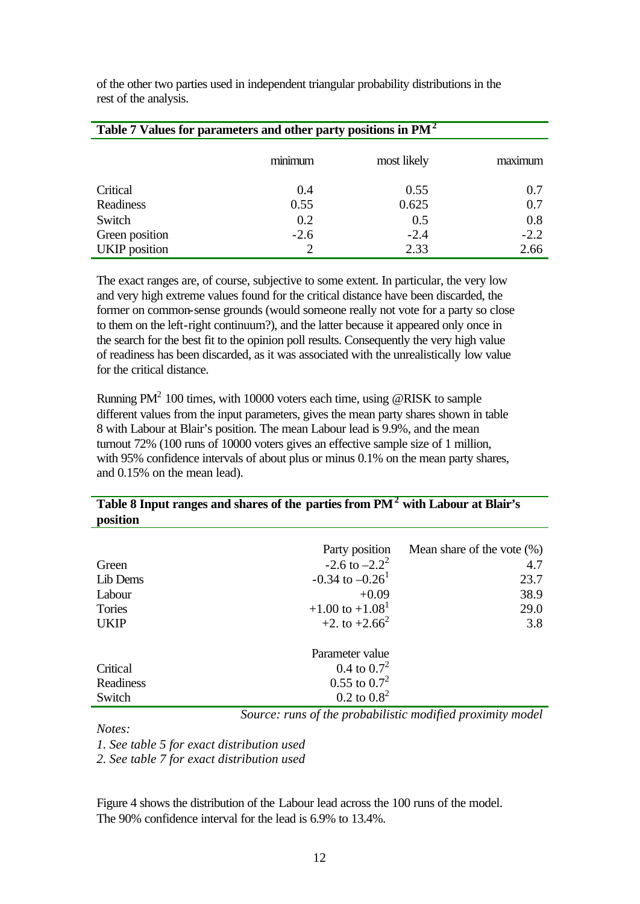of the other two parties used in independent triangular probability distributions in the rest of the analysis.

**Table 7 Values for parameters and other party positions in PM$^2$**

| | minimum | most likely | maximum |
|---|---|---|---|
| Critical | 0.4 | 0.55 | 0.7 |
| Readiness | 0.55 | 0.625 | 0.7 |
| Switch | 0.2 | 0.5 | 0.8 |
| Green position | -2.6 | -2.4 | -2.2 |
| UKIP position | 2 | 2.33 | 2.66 |

The exact ranges are, of course, subjective to some extent. In particular, the very low and very high extreme values found for the critical distance have been discarded, the former on common-sense grounds (would someone really not vote for a party so close to them on the left-right continuum?), and the latter because it appeared only once in the search for the best fit to the opinion poll results. Consequently the very high value of readiness has been discarded, as it was associated with the unrealistically low value for the critical distance.

Running PM$^2$ 100 times, with 10000 voters each time, using @RISK to sample different values from the input parameters, gives the mean party shares shown in table 8 with Labour at Blair's position. The mean Labour lead is 9.9%, and the mean turnout 72% (100 runs of 10000 voters gives an effective sample size of 1 million, with 95% confidence intervals of about plus or minus 0.1% on the mean party shares, and 0.15% on the mean lead).

**Table 8 Input ranges and shares of the parties from PM$^2$ with Labour at Blair's position**

| | Party position | Mean share of the vote (%) |
|---|---|---|
| Green | -2.6 to –2.2[2] | 4.7 |
| Lib Dems | -0.34 to –0.26[1] | 23.7 |
| Labour | +0.09 | 38.9 |
| Tories | +1.00 to +1.08[1] | 29.0 |
| UKIP | +2. to +2.66[2] | 3.8 |
| | **Parameter value** | |
| Critical | 0.4 to 0.7[2] | |
| Readiness | 0.55 to 0.7[2] | |
| Switch | 0.2 to 0.8[2] | |

*Source: runs of the probabilistic modified proximity model*

*Notes:*

*1. See table 5 for exact distribution used*

*2. See table 7 for exact distribution used*

Figure 4 shows the distribution of the Labour lead across the 100 runs of the model. The 90% confidence interval for the lead is 6.9% to 13.4%.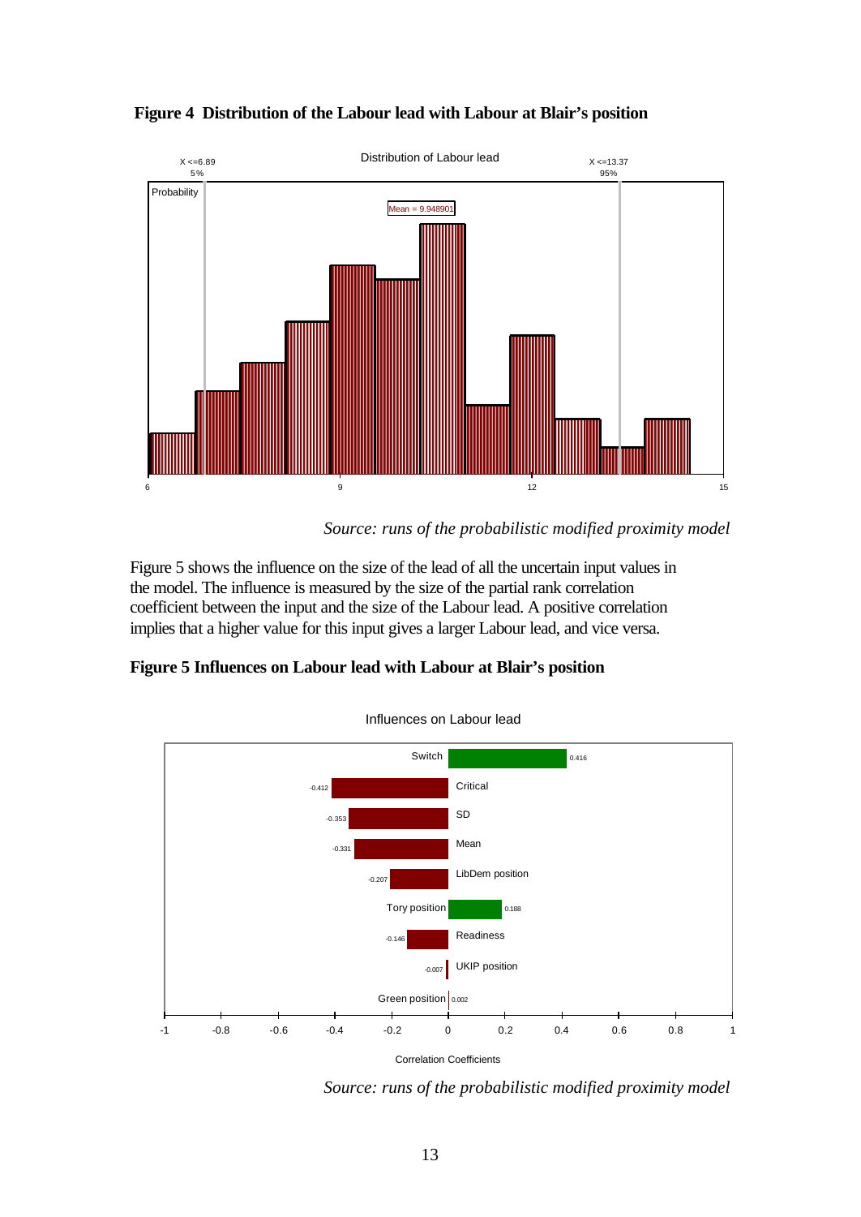**Figure 4 Distribution of the Labour lead with Labour at Blair's position**

*Source: runs of the probabilistic modified proximity model*

Figure 5 shows the influence on the size of the lead of all the uncertain input values in the model. The influence is measured by the size of the partial rank correlation coefficient between the input and the size of the Labour lead. A positive correlation implies that a higher value for this input gives a larger Labour lead, and vice versa.

**Figure 5 Influences on Labour lead with Labour at Blair's position**

*Source: runs of the probabilistic modified proximity model*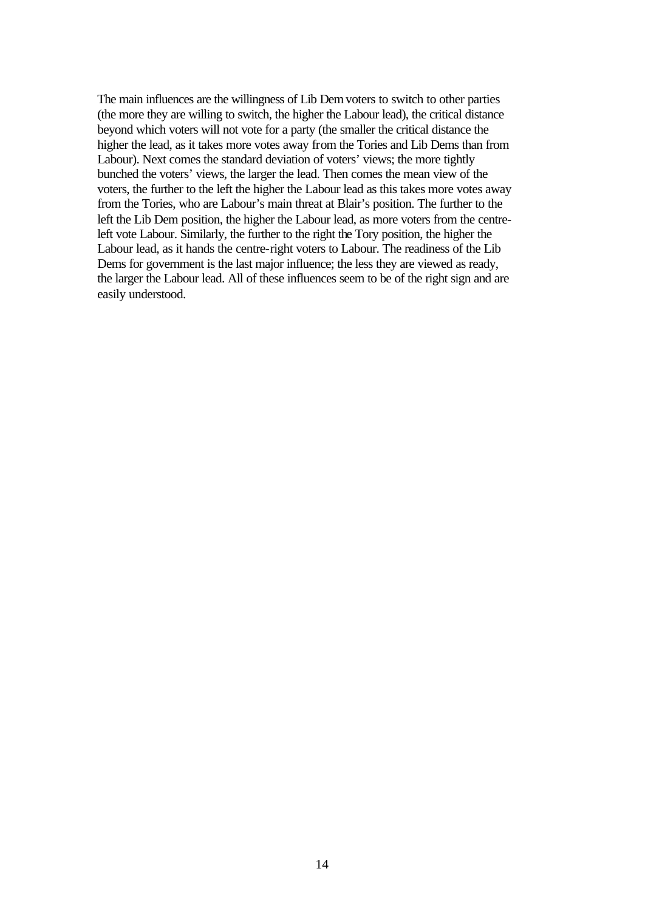The main influences are the willingness of Lib Dem voters to switch to other parties (the more they are willing to switch, the higher the Labour lead), the critical distance beyond which voters will not vote for a party (the smaller the critical distance the higher the lead, as it takes more votes away from the Tories and Lib Dems than from Labour). Next comes the standard deviation of voters' views; the more tightly bunched the voters' views, the larger the lead. Then comes the mean view of the voters, the further to the left the higher the Labour lead as this takes more votes away from the Tories, who are Labour's main threat at Blair's position. The further to the left the Lib Dem position, the higher the Labour lead, as more voters from the centre-left vote Labour. Similarly, the further to the right the Tory position, the higher the Labour lead, as it hands the centre-right voters to Labour. The readiness of the Lib Dems for government is the last major influence; the less they are viewed as ready, the larger the Labour lead. All of these influences seem to be of the right sign and are easily understood.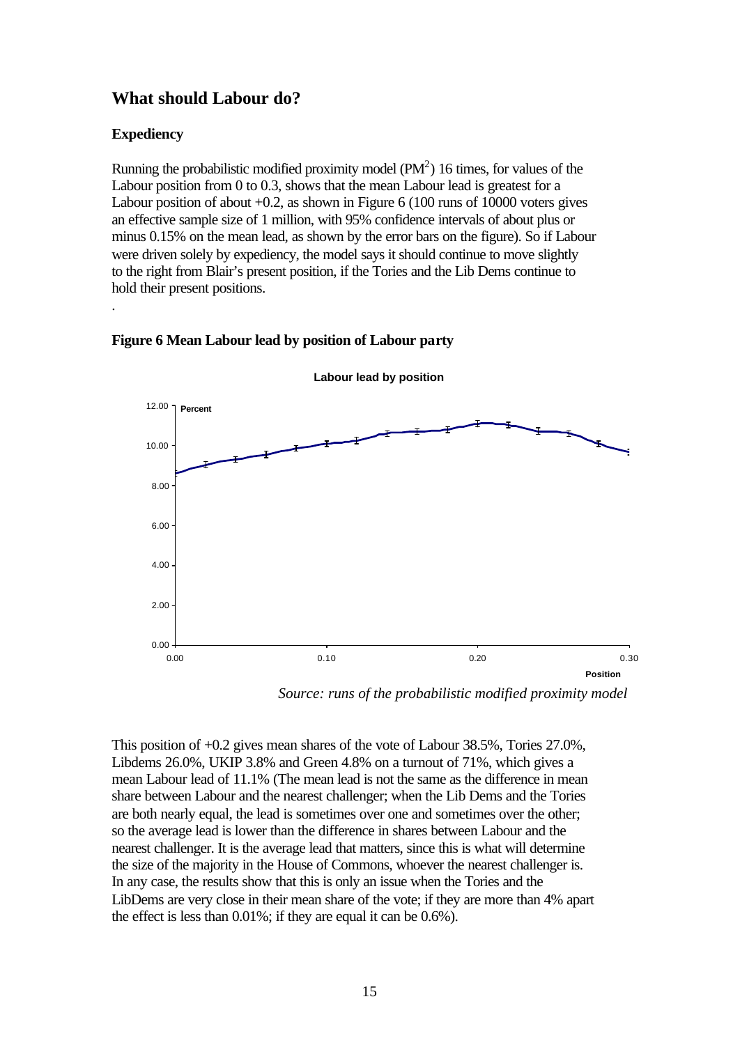## What should Labour do?

### Expediency

Running the probabilistic modified proximity model ($PM^2$) 16 times, for values of the Labour position from 0 to 0.3, shows that the mean Labour lead is greatest for a Labour position of about +0.2, as shown in Figure 6 (100 runs of 10000 voters gives an effective sample size of 1 million, with 95% confidence intervals of about plus or minus 0.15% on the mean lead, as shown by the error bars on the figure). So if Labour were driven solely by expediency, the model says it should continue to move slightly to the right from Blair's present position, if the Tories and the Lib Dems continue to hold their present positions.

.

**Figure 6 Mean Labour lead by position of Labour party**

*Source: runs of the probabilistic modified proximity model*

This position of +0.2 gives mean shares of the vote of Labour 38.5%, Tories 27.0%, Libdems 26.0%, UKIP 3.8% and Green 4.8% on a turnout of 71%, which gives a mean Labour lead of 11.1% (The mean lead is not the same as the difference in mean share between Labour and the nearest challenger; when the Lib Dems and the Tories are both nearly equal, the lead is sometimes over one and sometimes over the other; so the average lead is lower than the difference in shares between Labour and the nearest challenger. It is the average lead that matters, since this is what will determine the size of the majority in the House of Commons, whoever the nearest challenger is. In any case, the results show that this is only an issue when the Tories and the LibDems are very close in their mean share of the vote; if they are more than 4% apart the effect is less than 0.01%; if they are equal it can be 0.6%).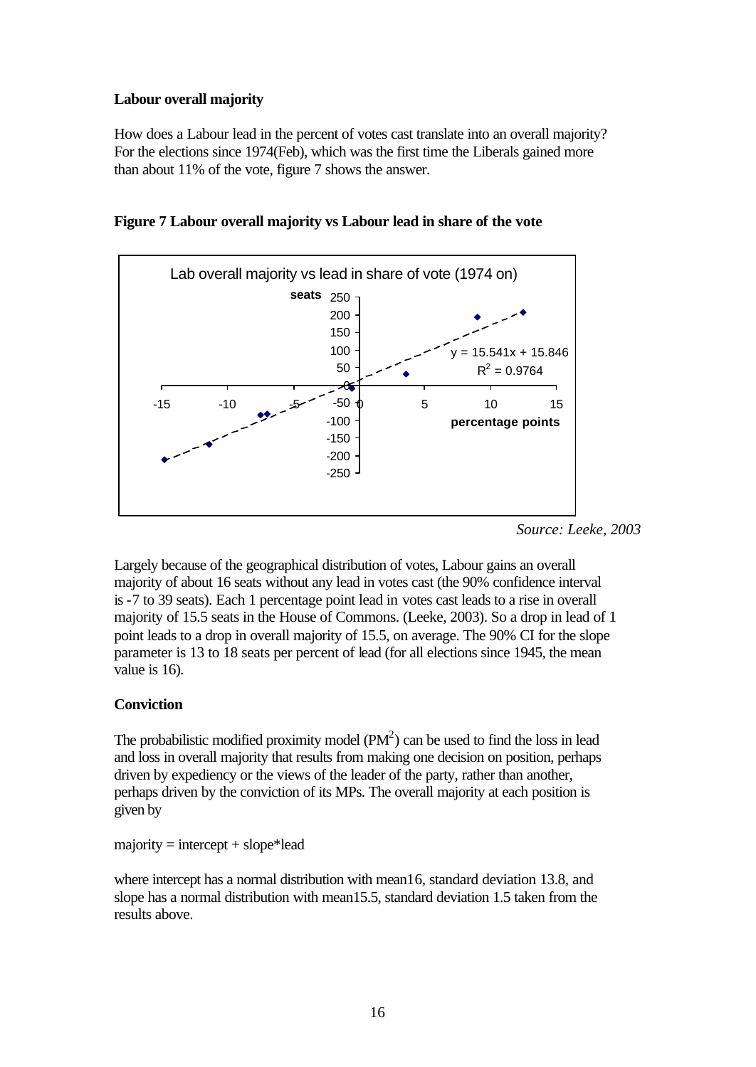**Labour overall majority**

How does a Labour lead in the percent of votes cast translate into an overall majority? For the elections since 1974(Feb), which was the first time the Liberals gained more than about 11% of the vote, figure 7 shows the answer.

**Figure 7 Labour overall majority vs Labour lead in share of the vote**

*Source: Leeke, 2003*

Largely because of the geographical distribution of votes, Labour gains an overall majority of about 16 seats without any lead in votes cast (the 90% confidence interval is -7 to 39 seats). Each 1 percentage point lead in votes cast leads to a rise in overall majority of 15.5 seats in the House of Commons. (Leeke, 2003). So a drop in lead of 1 point leads to a drop in overall majority of 15.5, on average. The 90% CI for the slope parameter is 13 to 18 seats per percent of lead (for all elections since 1945, the mean value is 16).

**Conviction**

The probabilistic modified proximity model ($PM^2$) can be used to find the loss in lead and loss in overall majority that results from making one decision on position, perhaps driven by expediency or the views of the leader of the party, rather than another, perhaps driven by the conviction of its MPs. The overall majority at each position is given by

majority = intercept + slope*lead

where intercept has a normal distribution with mean16, standard deviation 13.8, and slope has a normal distribution with mean15.5, standard deviation 1.5 taken from the results above.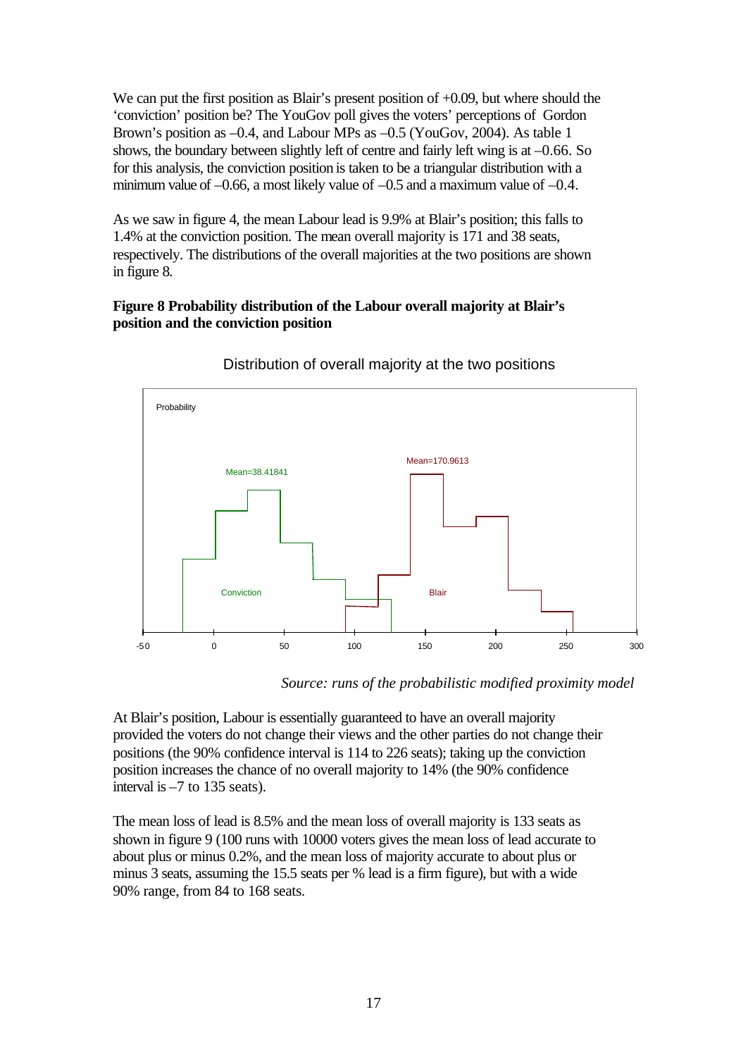We can put the first position as Blair's present position of +0.09, but where should the 'conviction' position be? The YouGov poll gives the voters' perceptions of Gordon Brown's position as –0.4, and Labour MPs as –0.5 (YouGov, 2004). As table 1 shows, the boundary between slightly left of centre and fairly left wing is at –0.66. So for this analysis, the conviction position is taken to be a triangular distribution with a minimum value of –0.66, a most likely value of –0.5 and a maximum value of –0.4.

As we saw in figure 4, the mean Labour lead is 9.9% at Blair's position; this falls to 1.4% at the conviction position. The mean overall majority is 171 and 38 seats, respectively. The distributions of the overall majorities at the two positions are shown in figure 8.

**Figure 8 Probability distribution of the Labour overall majority at Blair's position and the conviction position**

Distribution of overall majority at the two positions

*Source: runs of the probabilistic modified proximity model*

At Blair's position, Labour is essentially guaranteed to have an overall majority provided the voters do not change their views and the other parties do not change their positions (the 90% confidence interval is 114 to 226 seats); taking up the conviction position increases the chance of no overall majority to 14% (the 90% confidence interval is –7 to 135 seats).

The mean loss of lead is 8.5% and the mean loss of overall majority is 133 seats as shown in figure 9 (100 runs with 10000 voters gives the mean loss of lead accurate to about plus or minus 0.2%, and the mean loss of majority accurate to about plus or minus 3 seats, assuming the 15.5 seats per % lead is a firm figure), but with a wide 90% range, from 84 to 168 seats.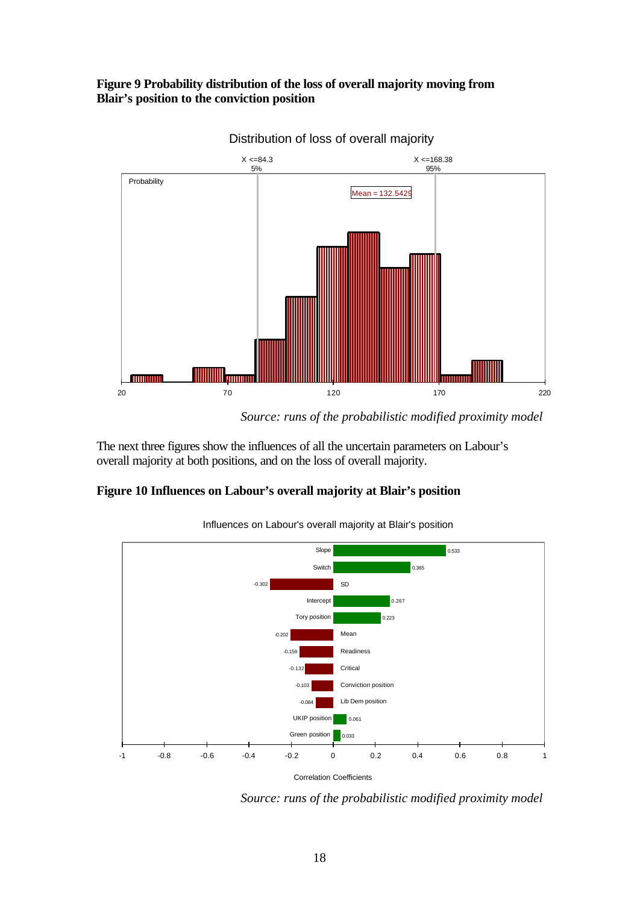**Figure 9 Probability distribution of the loss of overall majority moving from Blair's position to the conviction position**

*Source: runs of the probabilistic modified proximity model*

The next three figures show the influences of all the uncertain parameters on Labour's overall majority at both positions, and on the loss of overall majority.

**Figure 10 Influences on Labour's overall majority at Blair's position**

*Source: runs of the probabilistic modified proximity model*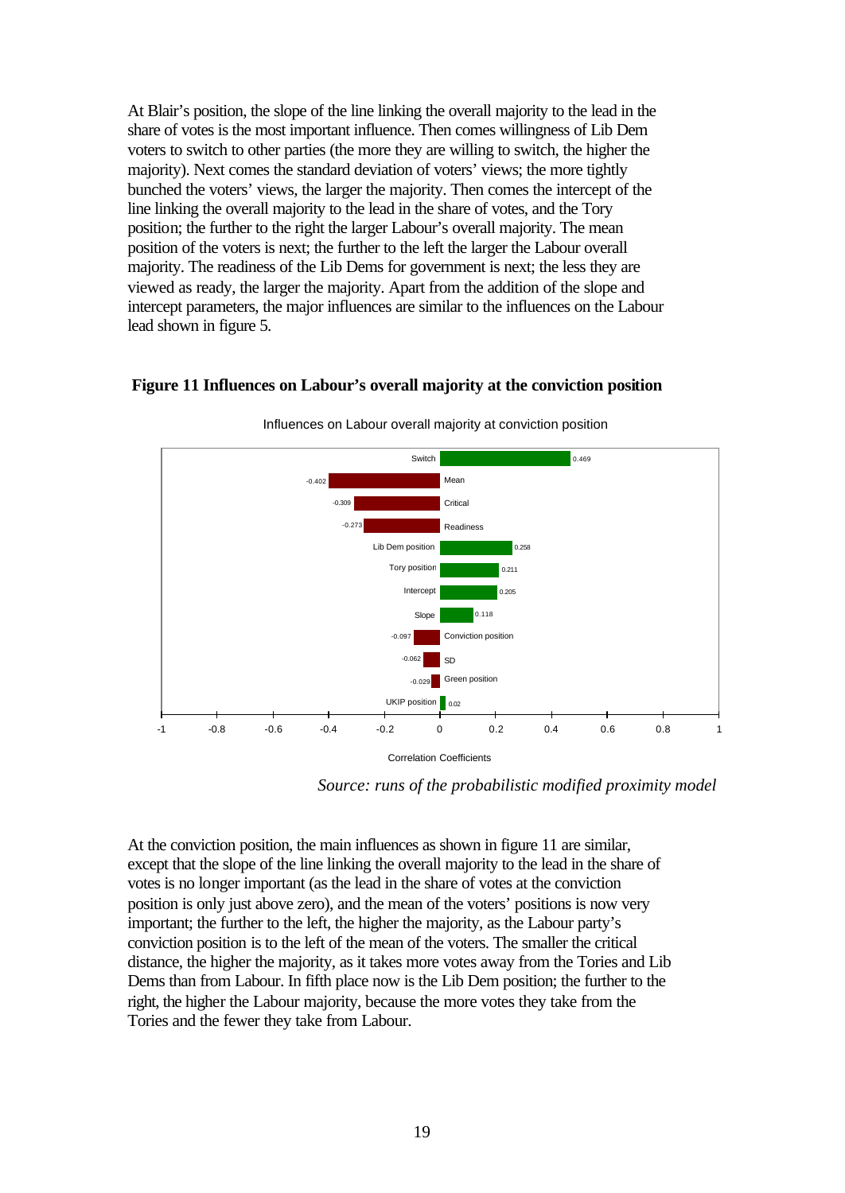At Blair's position, the slope of the line linking the overall majority to the lead in the share of votes is the most important influence. Then comes willingness of Lib Dem voters to switch to other parties (the more they are willing to switch, the higher the majority). Next comes the standard deviation of voters' views; the more tightly bunched the voters' views, the larger the majority. Then comes the intercept of the line linking the overall majority to the lead in the share of votes, and the Tory position; the further to the right the larger Labour's overall majority. The mean position of the voters is next; the further to the left the larger the Labour overall majority. The readiness of the Lib Dems for government is next; the less they are viewed as ready, the larger the majority. Apart from the addition of the slope and intercept parameters, the major influences are similar to the influences on the Labour lead shown in figure 5.

**Figure 11 Influences on Labour's overall majority at the conviction position**

Influences on Labour overall majority at conviction position

| Influence | Correlation Coefficient |
|---|---|
| Switch | 0.469 |
| Mean | -0.402 |
| Critical | -0.309 |
| Readiness | -0.273 |
| Lib Dem position | 0.258 |
| Tory position | 0.211 |
| Intercept | 0.205 |
| Slope | 0.118 |
| Conviction position | -0.097 |
| SD | -0.062 |
| Green position | -0.029 |
| UKIP position | 0.02 |

Correlation Coefficients

*Source: runs of the probabilistic modified proximity model*

At the conviction position, the main influences as shown in figure 11 are similar, except that the slope of the line linking the overall majority to the lead in the share of votes is no longer important (as the lead in the share of votes at the conviction position is only just above zero), and the mean of the voters' positions is now very important; the further to the left, the higher the majority, as the Labour party's conviction position is to the left of the mean of the voters. The smaller the critical distance, the higher the majority, as it takes more votes away from the Tories and Lib Dems than from Labour. In fifth place now is the Lib Dem position; the further to the right, the higher the Labour majority, because the more votes they take from the Tories and the fewer they take from Labour.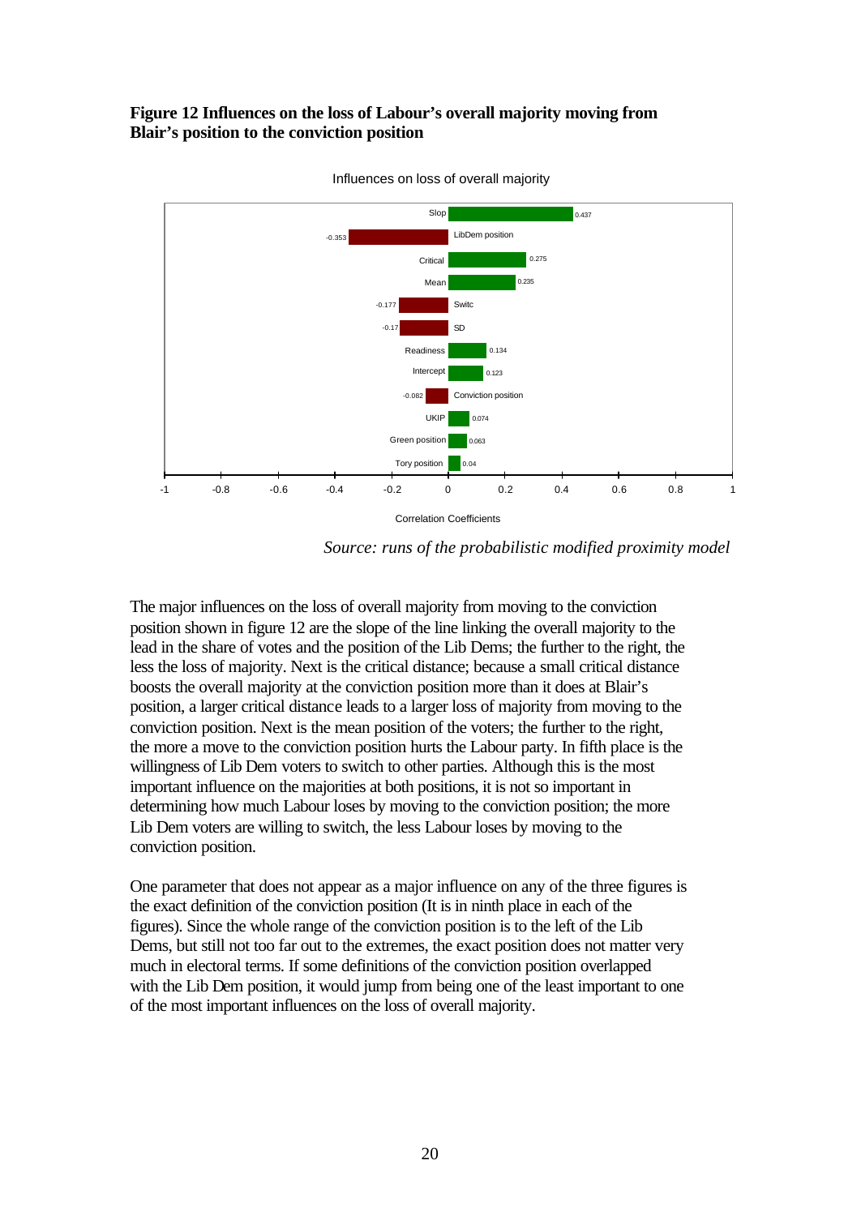**Figure 12 Influences on the loss of Labour's overall majority moving from Blair's position to the conviction position**

Influences on loss of overall majority

| Parameter | Correlation Coefficient |
|---|---|
| Slop | 0.437 |
| LibDem position | -0.353 |
| Critical | 0.275 |
| Mean | 0.235 |
| Switc | -0.177 |
| SD | -0.17 |
| Readiness | 0.134 |
| Intercept | 0.123 |
| Conviction position | -0.082 |
| UKIP | 0.074 |
| Green position | 0.063 |
| Tory position | 0.04 |

Correlation Coefficients

*Source: runs of the probabilistic modified proximity model*

The major influences on the loss of overall majority from moving to the conviction position shown in figure 12 are the slope of the line linking the overall majority to the lead in the share of votes and the position of the Lib Dems; the further to the right, the less the loss of majority. Next is the critical distance; because a small critical distance boosts the overall majority at the conviction position more than it does at Blair's position, a larger critical distance leads to a larger loss of majority from moving to the conviction position. Next is the mean position of the voters; the further to the right, the more a move to the conviction position hurts the Labour party. In fifth place is the willingness of Lib Dem voters to switch to other parties. Although this is the most important influence on the majorities at both positions, it is not so important in determining how much Labour loses by moving to the conviction position; the more Lib Dem voters are willing to switch, the less Labour loses by moving to the conviction position.

One parameter that does not appear as a major influence on any of the three figures is the exact definition of the conviction position (It is in ninth place in each of the figures). Since the whole range of the conviction position is to the left of the Lib Dems, but still not too far out to the extremes, the exact position does not matter very much in electoral terms. If some definitions of the conviction position overlapped with the Lib Dem position, it would jump from being one of the least important to one of the most important influences on the loss of overall majority.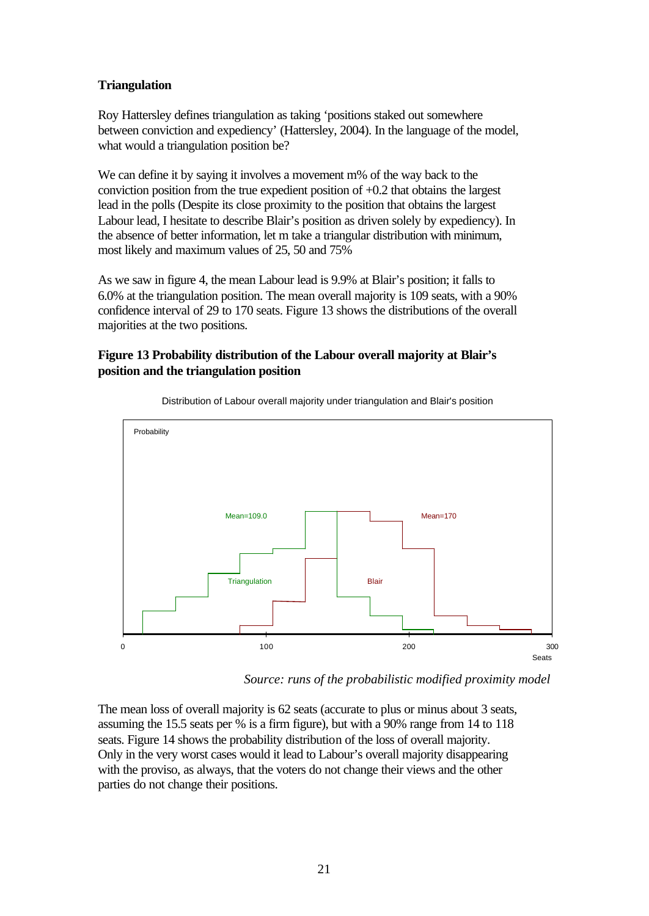**Triangulation**

Roy Hattersley defines triangulation as taking 'positions staked out somewhere between conviction and expediency' (Hattersley, 2004). In the language of the model, what would a triangulation position be?

We can define it by saying it involves a movement m% of the way back to the conviction position from the true expedient position of +0.2 that obtains the largest lead in the polls (Despite its close proximity to the position that obtains the largest Labour lead, I hesitate to describe Blair's position as driven solely by expediency). In the absence of better information, let m take a triangular distribution with minimum, most likely and maximum values of 25, 50 and 75%

As we saw in figure 4, the mean Labour lead is 9.9% at Blair's position; it falls to 6.0% at the triangulation position. The mean overall majority is 109 seats, with a 90% confidence interval of 29 to 170 seats. Figure 13 shows the distributions of the overall majorities at the two positions.

**Figure 13 Probability distribution of the Labour overall majority at Blair's position and the triangulation position**

Distribution of Labour overall majority under triangulation and Blair's position

*Source: runs of the probabilistic modified proximity model*

The mean loss of overall majority is 62 seats (accurate to plus or minus about 3 seats, assuming the 15.5 seats per % is a firm figure), but with a 90% range from 14 to 118 seats. Figure 14 shows the probability distribution of the loss of overall majority. Only in the very worst cases would it lead to Labour's overall majority disappearing with the proviso, as always, that the voters do not change their views and the other parties do not change their positions.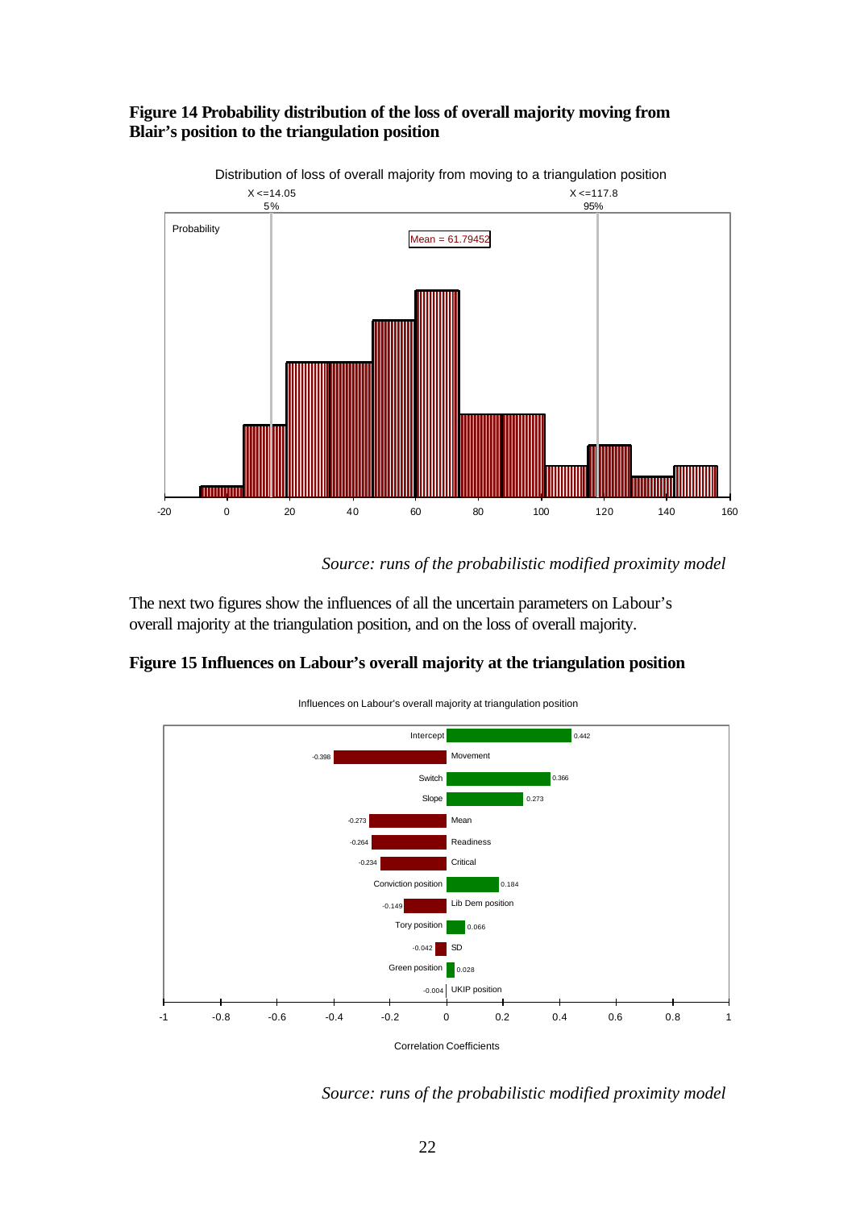**Figure 14 Probability distribution of the loss of overall majority moving from Blair's position to the triangulation position**

*Source: runs of the probabilistic modified proximity model*

The next two figures show the influences of all the uncertain parameters on Labour's overall majority at the triangulation position, and on the loss of overall majority.

**Figure 15 Influences on Labour's overall majority at the triangulation position**

*Source: runs of the probabilistic modified proximity model*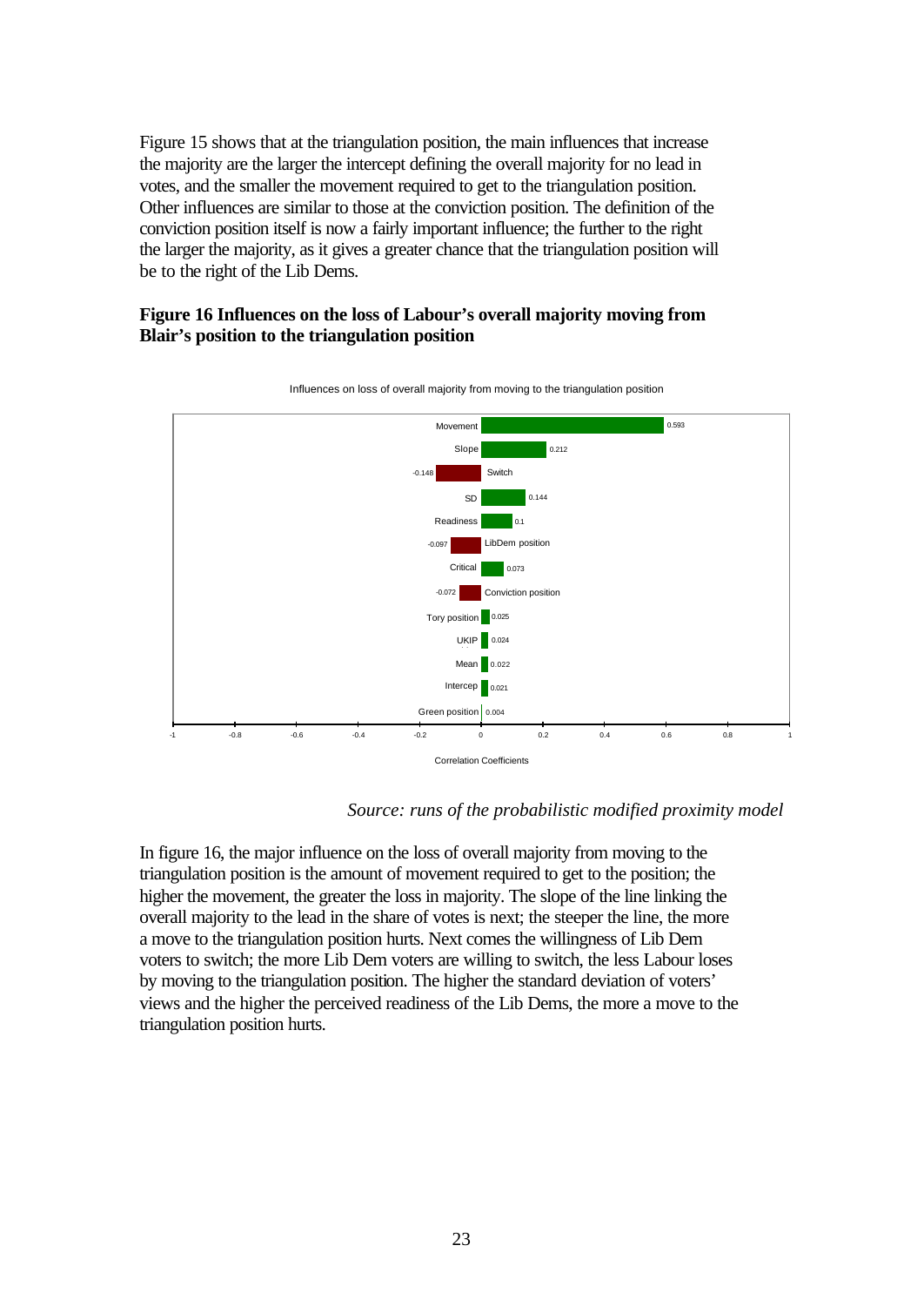Figure 15 shows that at the triangulation position, the main influences that increase the majority are the larger the intercept defining the overall majority for no lead in votes, and the smaller the movement required to get to the triangulation position. Other influences are similar to those at the conviction position. The definition of the conviction position itself is now a fairly important influence; the further to the right the larger the majority, as it gives a greater chance that the triangulation position will be to the right of the Lib Dems.

**Figure 16 Influences on the loss of Labour's overall majority moving from Blair's position to the triangulation position**

Influences on loss of overall majority from moving to the triangulation position

| Influence | Correlation Coefficient |
|---|---|
| Movement | 0.593 |
| Slope | 0.212 |
| Switch | -0.148 |
| SD | 0.144 |
| Readiness | 0.1 |
| LibDem position | -0.097 |
| Critical | 0.073 |
| Conviction position | -0.072 |
| Tory position | 0.025 |
| UKIP | 0.024 |
| Mean | 0.022 |
| Intercep | 0.021 |
| Green position | 0.004 |

Correlation Coefficients

*Source: runs of the probabilistic modified proximity model*

In figure 16, the major influence on the loss of overall majority from moving to the triangulation position is the amount of movement required to get to the position; the higher the movement, the greater the loss in majority. The slope of the line linking the overall majority to the lead in the share of votes is next; the steeper the line, the more a move to the triangulation position hurts. Next comes the willingness of Lib Dem voters to switch; the more Lib Dem voters are willing to switch, the less Labour loses by moving to the triangulation position. The higher the standard deviation of voters' views and the higher the perceived readiness of the Lib Dems, the more a move to the triangulation position hurts.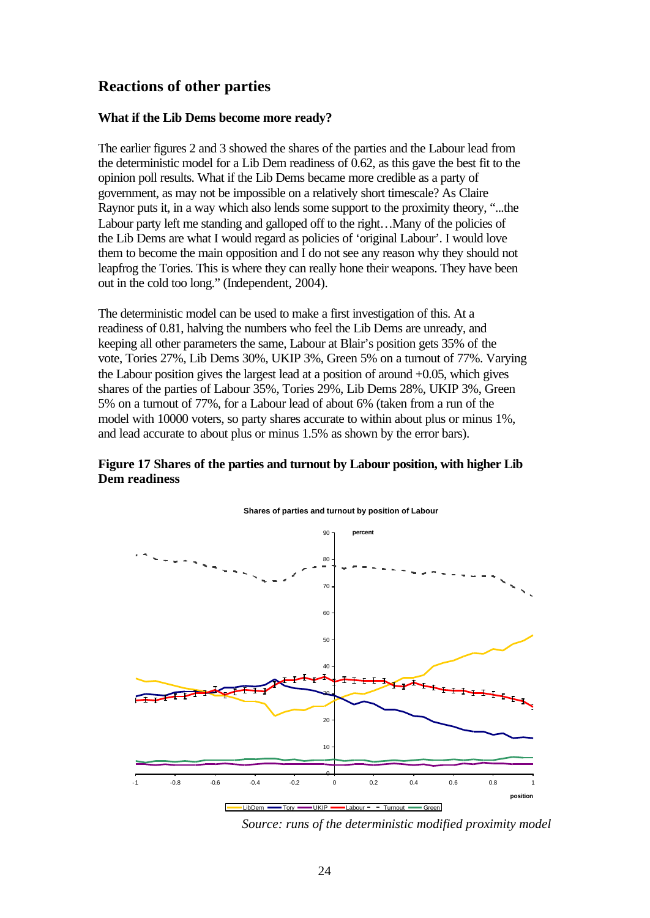## Reactions of other parties

### What if the Lib Dems become more ready?

The earlier figures 2 and 3 showed the shares of the parties and the Labour lead from the deterministic model for a Lib Dem readiness of 0.62, as this gave the best fit to the opinion poll results. What if the Lib Dems became more credible as a party of government, as may not be impossible on a relatively short timescale? As Claire Raynor puts it, in a way which also lends some support to the proximity theory, "...the Labour party left me standing and galloped off to the right…Many of the policies of the Lib Dems are what I would regard as policies of 'original Labour'. I would love them to become the main opposition and I do not see any reason why they should not leapfrog the Tories. This is where they can really hone their weapons. They have been out in the cold too long." (Independent, 2004).

The deterministic model can be used to make a first investigation of this. At a readiness of 0.81, halving the numbers who feel the Lib Dems are unready, and keeping all other parameters the same, Labour at Blair's position gets 35% of the vote, Tories 27%, Lib Dems 30%, UKIP 3%, Green 5% on a turnout of 77%. Varying the Labour position gives the largest lead at a position of around +0.05, which gives shares of the parties of Labour 35%, Tories 29%, Lib Dems 28%, UKIP 3%, Green 5% on a turnout of 77%, for a Labour lead of about 6% (taken from a run of the model with 10000 voters, so party shares accurate to within about plus or minus 1%, and lead accurate to about plus or minus 1.5% as shown by the error bars).

**Figure 17 Shares of the parties and turnout by Labour position, with higher Lib Dem readiness**

*Source: runs of the deterministic modified proximity model*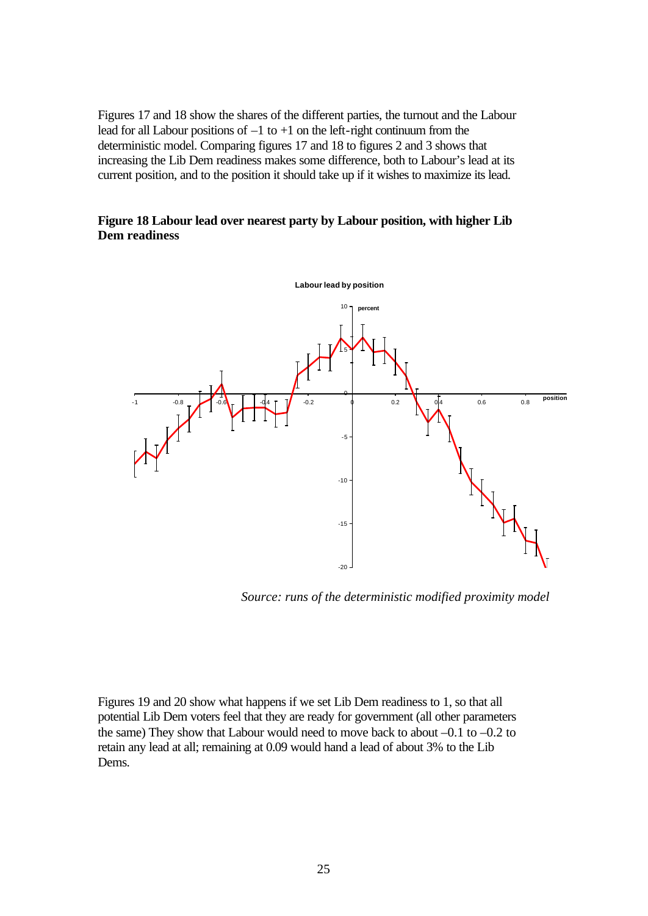Figures 17 and 18 show the shares of the different parties, the turnout and the Labour lead for all Labour positions of –1 to +1 on the left-right continuum from the deterministic model. Comparing figures 17 and 18 to figures 2 and 3 shows that increasing the Lib Dem readiness makes some difference, both to Labour's lead at its current position, and to the position it should take up if it wishes to maximize its lead.

**Figure 18 Labour lead over nearest party by Labour position, with higher Lib Dem readiness**

*Source: runs of the deterministic modified proximity model*

Figures 19 and 20 show what happens if we set Lib Dem readiness to 1, so that all potential Lib Dem voters feel that they are ready for government (all other parameters the same) They show that Labour would need to move back to about –0.1 to –0.2 to retain any lead at all; remaining at 0.09 would hand a lead of about 3% to the Lib Dems.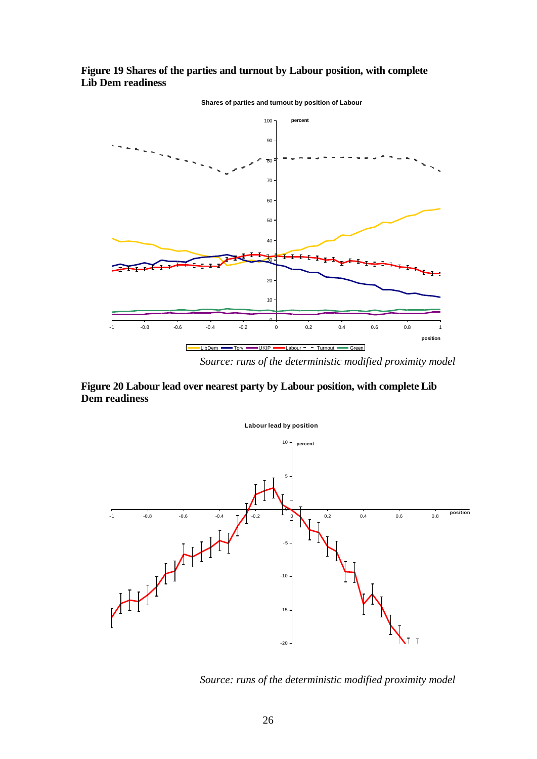**Figure 19 Shares of the parties and turnout by Labour position, with complete Lib Dem readiness**

*Source: runs of the deterministic modified proximity model*

**Figure 20 Labour lead over nearest party by Labour position, with complete Lib Dem readiness**

*Source: runs of the deterministic modified proximity model*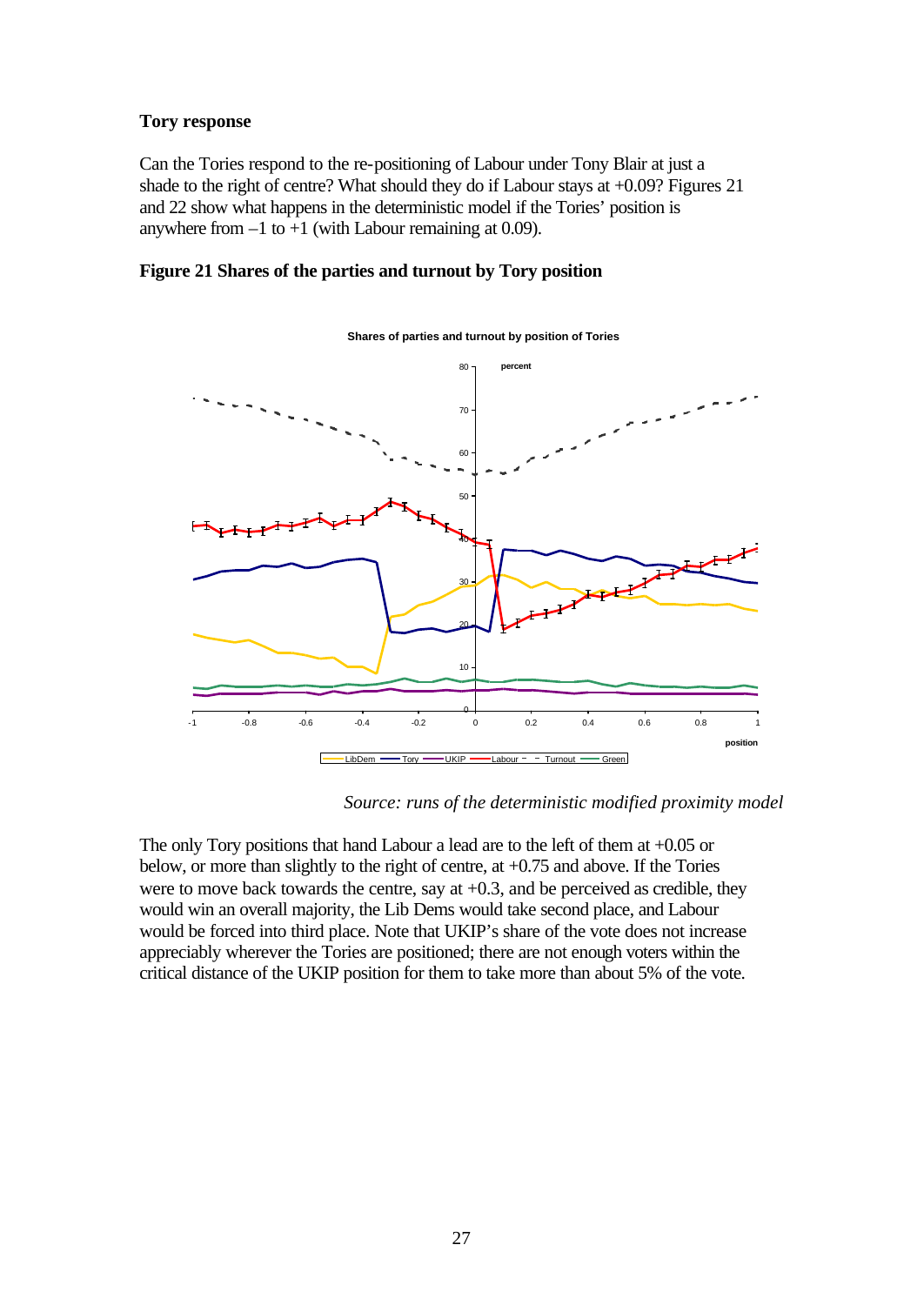### Tory response

Can the Tories respond to the re-positioning of Labour under Tony Blair at just a shade to the right of centre? What should they do if Labour stays at +0.09? Figures 21 and 22 show what happens in the deterministic model if the Tories' position is anywhere from –1 to +1 (with Labour remaining at 0.09).

**Figure 21 Shares of the parties and turnout by Tory position**

*Source: runs of the deterministic modified proximity model*

The only Tory positions that hand Labour a lead are to the left of them at +0.05 or below, or more than slightly to the right of centre, at +0.75 and above. If the Tories were to move back towards the centre, say at +0.3, and be perceived as credible, they would win an overall majority, the Lib Dems would take second place, and Labour would be forced into third place. Note that UKIP's share of the vote does not increase appreciably wherever the Tories are positioned; there are not enough voters within the critical distance of the UKIP position for them to take more than about 5% of the vote.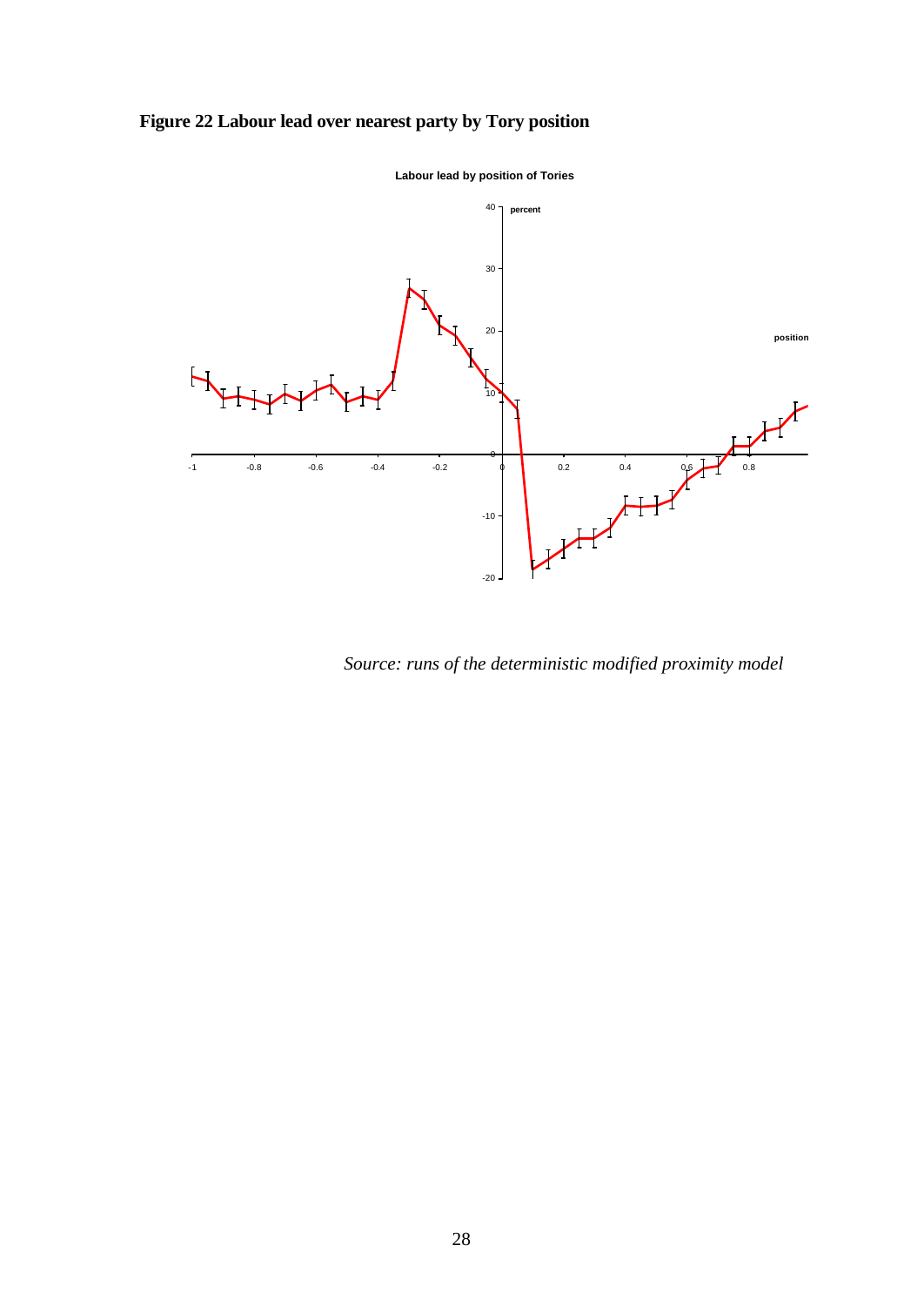**Figure 22 Labour lead over nearest party by Tory position**

*Source: runs of the deterministic modified proximity model*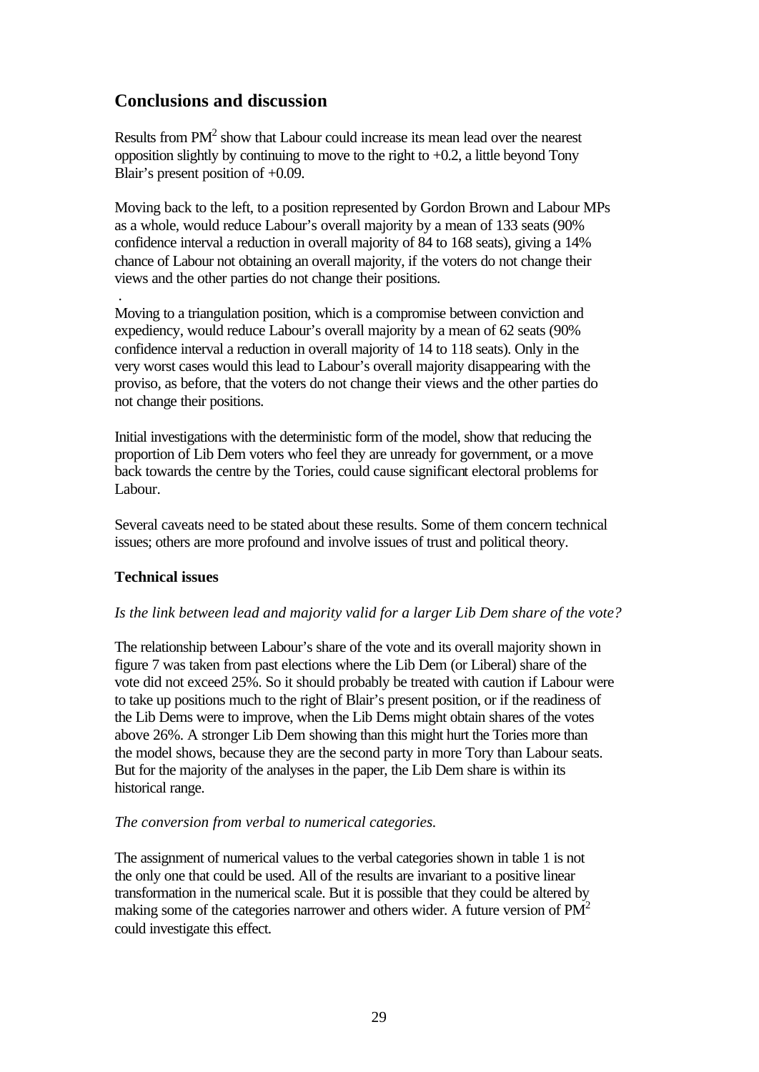## Conclusions and discussion

Results from $PM^2$ show that Labour could increase its mean lead over the nearest opposition slightly by continuing to move to the right to +0.2, a little beyond Tony Blair's present position of +0.09.

Moving back to the left, to a position represented by Gordon Brown and Labour MPs as a whole, would reduce Labour's overall majority by a mean of 133 seats (90% confidence interval a reduction in overall majority of 84 to 168 seats), giving a 14% chance of Labour not obtaining an overall majority, if the voters do not change their views and the other parties do not change their positions.

Moving to a triangulation position, which is a compromise between conviction and expediency, would reduce Labour's overall majority by a mean of 62 seats (90% confidence interval a reduction in overall majority of 14 to 118 seats). Only in the very worst cases would this lead to Labour's overall majority disappearing with the proviso, as before, that the voters do not change their views and the other parties do not change their positions.

Initial investigations with the deterministic form of the model, show that reducing the proportion of Lib Dem voters who feel they are unready for government, or a move back towards the centre by the Tories, could cause significant electoral problems for Labour.

Several caveats need to be stated about these results. Some of them concern technical issues; others are more profound and involve issues of trust and political theory.

### Technical issues

*Is the link between lead and majority valid for a larger Lib Dem share of the vote?*

The relationship between Labour's share of the vote and its overall majority shown in figure 7 was taken from past elections where the Lib Dem (or Liberal) share of the vote did not exceed 25%. So it should probably be treated with caution if Labour were to take up positions much to the right of Blair's present position, or if the readiness of the Lib Dems were to improve, when the Lib Dems might obtain shares of the votes above 26%. A stronger Lib Dem showing than this might hurt the Tories more than the model shows, because they are the second party in more Tory than Labour seats. But for the majority of the analyses in the paper, the Lib Dem share is within its historical range.

*The conversion from verbal to numerical categories.*

The assignment of numerical values to the verbal categories shown in table 1 is not the only one that could be used. All of the results are invariant to a positive linear transformation in the numerical scale. But it is possible that they could be altered by making some of the categories narrower and others wider. A future version of $PM^2$ could investigate this effect.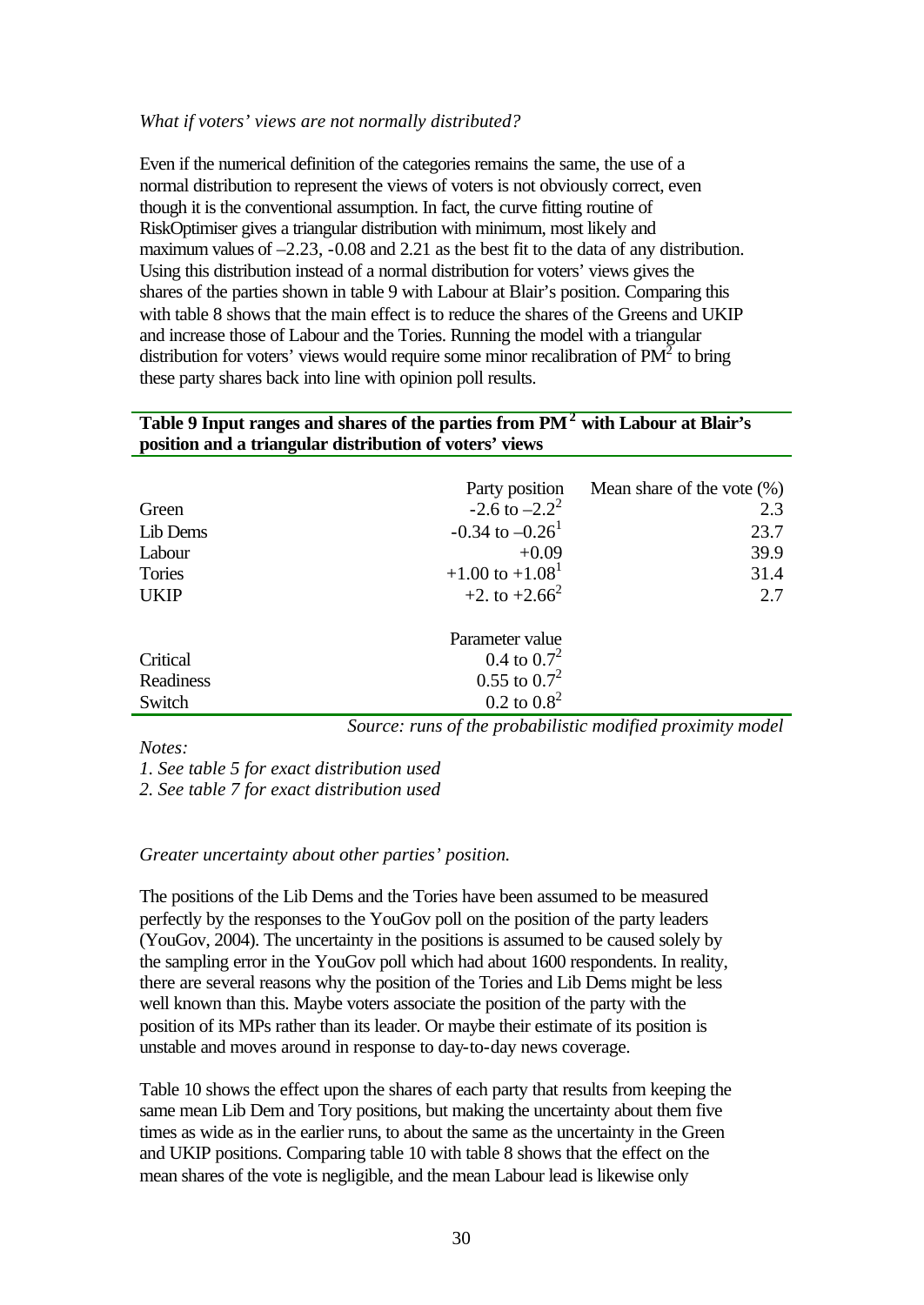*What if voters' views are not normally distributed?*

Even if the numerical definition of the categories remains the same, the use of a normal distribution to represent the views of voters is not obviously correct, even though it is the conventional assumption. In fact, the curve fitting routine of RiskOptimiser gives a triangular distribution with minimum, most likely and maximum values of –2.23, -0.08 and 2.21 as the best fit to the data of any distribution. Using this distribution instead of a normal distribution for voters' views gives the shares of the parties shown in table 9 with Labour at Blair's position. Comparing this with table 8 shows that the main effect is to reduce the shares of the Greens and UKIP and increase those of Labour and the Tories. Running the model with a triangular distribution for voters' views would require some minor recalibration of $PM^2$ to bring these party shares back into line with opinion poll results.

**Table 9 Input ranges and shares of the parties from $PM^2$ with Labour at Blair's position and a triangular distribution of voters' views**

| | Party position | Mean share of the vote (%) |
|---|---|---|
| Green | -2.6 to –2.2[2] | 2.3 |
| Lib Dems | -0.34 to –0.26[1] | 23.7 |
| Labour | +0.09 | 39.9 |
| Tories | +1.00 to +1.08[1] | 31.4 |
| UKIP | +2. to +2.66[2] | 2.7 |
| | **Parameter value** | |
| Critical | 0.4 to 0.7[2] | |
| Readiness | 0.55 to 0.7[2] | |
| Switch | 0.2 to 0.8[2] | |

*Source: runs of the probabilistic modified proximity model*

*Notes:*

*1. See table 5 for exact distribution used*

*2. See table 7 for exact distribution used*

*Greater uncertainty about other parties' position.*

The positions of the Lib Dems and the Tories have been assumed to be measured perfectly by the responses to the YouGov poll on the position of the party leaders (YouGov, 2004). The uncertainty in the positions is assumed to be caused solely by the sampling error in the YouGov poll which had about 1600 respondents. In reality, there are several reasons why the position of the Tories and Lib Dems might be less well known than this. Maybe voters associate the position of the party with the position of its MPs rather than its leader. Or maybe their estimate of its position is unstable and moves around in response to day-to-day news coverage.

Table 10 shows the effect upon the shares of each party that results from keeping the same mean Lib Dem and Tory positions, but making the uncertainty about them five times as wide as in the earlier runs, to about the same as the uncertainty in the Green and UKIP positions. Comparing table 10 with table 8 shows that the effect on the mean shares of the vote is negligible, and the mean Labour lead is likewise only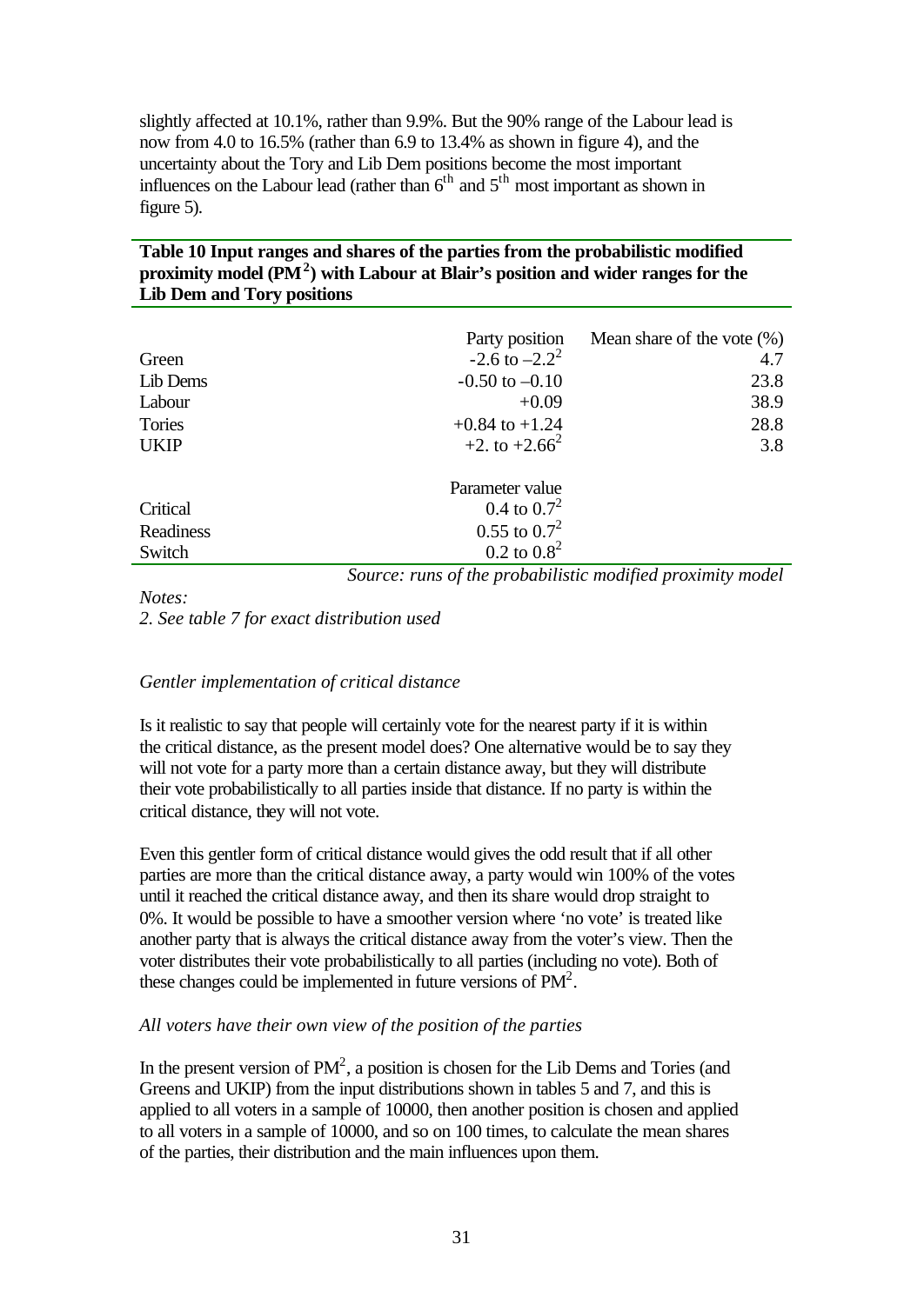slightly affected at 10.1%, rather than 9.9%. But the 90% range of the Labour lead is now from 4.0 to 16.5% (rather than 6.9 to 13.4% as shown in figure 4), and the uncertainty about the Tory and Lib Dem positions become the most important influences on the Labour lead (rather than 6th and 5th most important as shown in figure 5).

**Table 10 Input ranges and shares of the parties from the probabilistic modified proximity model (PM$^2$) with Labour at Blair's position and wider ranges for the Lib Dem and Tory positions**

| | Party position | Mean share of the vote (%) |
|---|---|---|
| Green | -2.6 to –2.2[2] | 4.7 |
| Lib Dems | -0.50 to –0.10 | 23.8 |
| Labour | +0.09 | 38.9 |
| Tories | +0.84 to +1.24 | 28.8 |
| UKIP | +2. to +2.66[2] | 3.8 |
| | **Parameter value** | |
| Critical | 0.4 to 0.7[2] | |
| Readiness | 0.55 to 0.7[2] | |
| Switch | 0.2 to 0.8[2] | |

*Source: runs of the probabilistic modified proximity model*

*Notes:*
*2. See table 7 for exact distribution used*

*Gentler implementation of critical distance*

Is it realistic to say that people will certainly vote for the nearest party if it is within the critical distance, as the present model does? One alternative would be to say they will not vote for a party more than a certain distance away, but they will distribute their vote probabilistically to all parties inside that distance. If no party is within the critical distance, they will not vote.

Even this gentler form of critical distance would gives the odd result that if all other parties are more than the critical distance away, a party would win 100% of the votes until it reached the critical distance away, and then its share would drop straight to 0%. It would be possible to have a smoother version where 'no vote' is treated like another party that is always the critical distance away from the voter's view. Then the voter distributes their vote probabilistically to all parties (including no vote). Both of these changes could be implemented in future versions of PM$^2$.

*All voters have their own view of the position of the parties*

In the present version of PM$^2$, a position is chosen for the Lib Dems and Tories (and Greens and UKIP) from the input distributions shown in tables 5 and 7, and this is applied to all voters in a sample of 10000, then another position is chosen and applied to all voters in a sample of 10000, and so on 100 times, to calculate the mean shares of the parties, their distribution and the main influences upon them.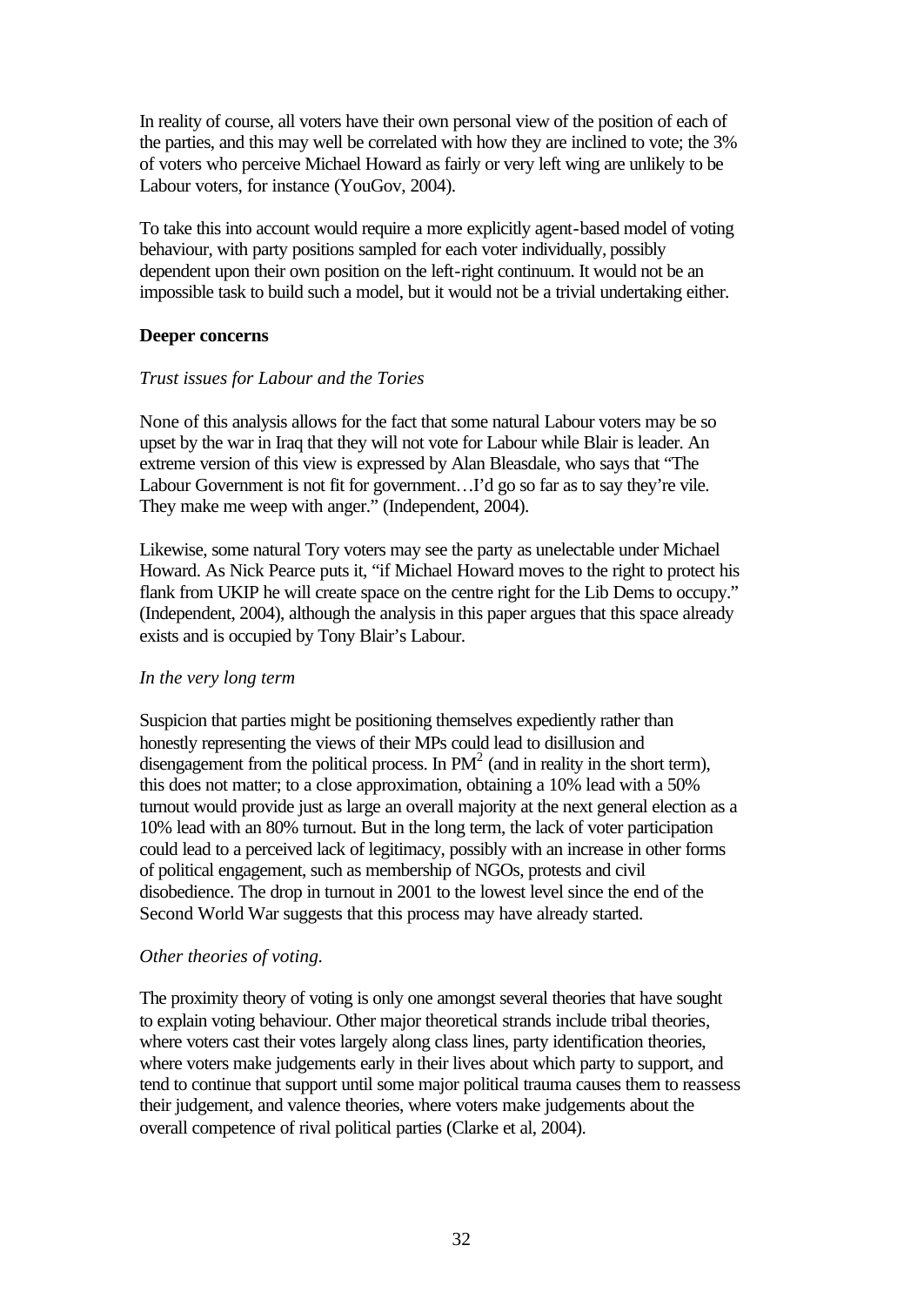In reality of course, all voters have their own personal view of the position of each of the parties, and this may well be correlated with how they are inclined to vote; the 3% of voters who perceive Michael Howard as fairly or very left wing are unlikely to be Labour voters, for instance (YouGov, 2004).

To take this into account would require a more explicitly agent-based model of voting behaviour, with party positions sampled for each voter individually, possibly dependent upon their own position on the left-right continuum. It would not be an impossible task to build such a model, but it would not be a trivial undertaking either.

**Deeper concerns**

*Trust issues for Labour and the Tories*

None of this analysis allows for the fact that some natural Labour voters may be so upset by the war in Iraq that they will not vote for Labour while Blair is leader. An extreme version of this view is expressed by Alan Bleasdale, who says that "The Labour Government is not fit for government…I'd go so far as to say they're vile. They make me weep with anger." (Independent, 2004).

Likewise, some natural Tory voters may see the party as unelectable under Michael Howard. As Nick Pearce puts it, "if Michael Howard moves to the right to protect his flank from UKIP he will create space on the centre right for the Lib Dems to occupy." (Independent, 2004), although the analysis in this paper argues that this space already exists and is occupied by Tony Blair's Labour.

*In the very long term*

Suspicion that parties might be positioning themselves expediently rather than honestly representing the views of their MPs could lead to disillusion and disengagement from the political process. In $PM^2$ (and in reality in the short term), this does not matter; to a close approximation, obtaining a 10% lead with a 50% turnout would provide just as large an overall majority at the next general election as a 10% lead with an 80% turnout. But in the long term, the lack of voter participation could lead to a perceived lack of legitimacy, possibly with an increase in other forms of political engagement, such as membership of NGOs, protests and civil disobedience. The drop in turnout in 2001 to the lowest level since the end of the Second World War suggests that this process may have already started.

*Other theories of voting.*

The proximity theory of voting is only one amongst several theories that have sought to explain voting behaviour. Other major theoretical strands include tribal theories, where voters cast their votes largely along class lines, party identification theories, where voters make judgements early in their lives about which party to support, and tend to continue that support until some major political trauma causes them to reassess their judgement, and valence theories, where voters make judgements about the overall competence of rival political parties (Clarke et al, 2004).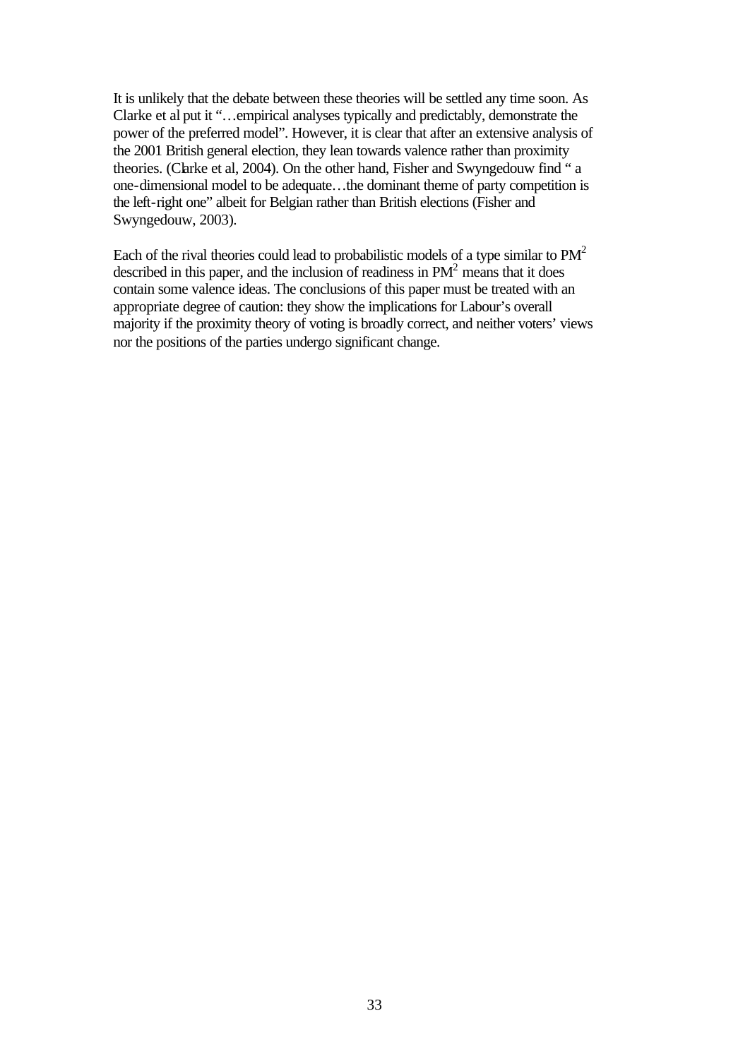It is unlikely that the debate between these theories will be settled any time soon. As Clarke et al put it "…empirical analyses typically and predictably, demonstrate the power of the preferred model". However, it is clear that after an extensive analysis of the 2001 British general election, they lean towards valence rather than proximity theories. (Clarke et al, 2004). On the other hand, Fisher and Swyngedouw find " a one-dimensional model to be adequate…the dominant theme of party competition is the left-right one" albeit for Belgian rather than British elections (Fisher and Swyngedouw, 2003).

Each of the rival theories could lead to probabilistic models of a type similar to $PM^2$ described in this paper, and the inclusion of readiness in $PM^2$ means that it does contain some valence ideas. The conclusions of this paper must be treated with an appropriate degree of caution: they show the implications for Labour's overall majority if the proximity theory of voting is broadly correct, and neither voters' views nor the positions of the parties undergo significant change.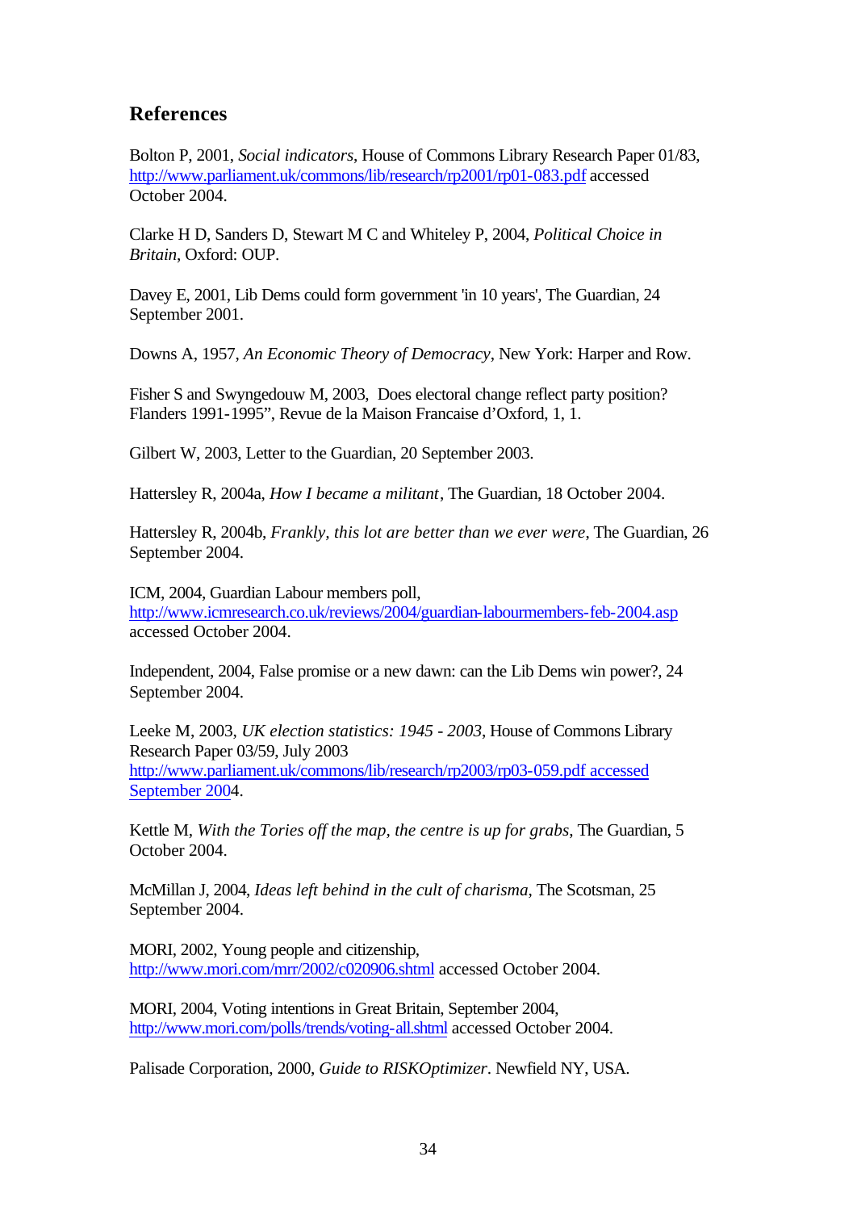## References

Bolton P, 2001, *Social indicators*, House of Commons Library Research Paper 01/83, http://www.parliament.uk/commons/lib/research/rp2001/rp01-083.pdf accessed October 2004.

Clarke H D, Sanders D, Stewart M C and Whiteley P, 2004, *Political Choice in Britain*, Oxford: OUP.

Davey E, 2001, Lib Dems could form government 'in 10 years', The Guardian, 24 September 2001.

Downs A, 1957, *An Economic Theory of Democracy*, New York: Harper and Row.

Fisher S and Swyngedouw M, 2003, Does electoral change reflect party position? Flanders 1991-1995", Revue de la Maison Francaise d'Oxford, 1, 1.

Gilbert W, 2003, Letter to the Guardian, 20 September 2003.

Hattersley R, 2004a, *How I became a militant*, The Guardian, 18 October 2004.

Hattersley R, 2004b, *Frankly, this lot are better than we ever were*, The Guardian, 26 September 2004.

ICM, 2004, Guardian Labour members poll, http://www.icmresearch.co.uk/reviews/2004/guardian-labourmembers-feb-2004.asp accessed October 2004.

Independent, 2004, False promise or a new dawn: can the Lib Dems win power?, 24 September 2004.

Leeke M, 2003, *UK election statistics: 1945 - 2003*, House of Commons Library Research Paper 03/59, July 2003 http://www.parliament.uk/commons/lib/research/rp2003/rp03-059.pdf accessed September 2004.

Kettle M, *With the Tories off the map, the centre is up for grabs*, The Guardian, 5 October 2004.

McMillan J, 2004, *Ideas left behind in the cult of charisma*, The Scotsman, 25 September 2004.

MORI, 2002, Young people and citizenship, http://www.mori.com/mrr/2002/c020906.shtml accessed October 2004.

MORI, 2004, Voting intentions in Great Britain, September 2004, http://www.mori.com/polls/trends/voting-all.shtml accessed October 2004.

Palisade Corporation, 2000, *Guide to RISKOptimizer*. Newfield NY, USA.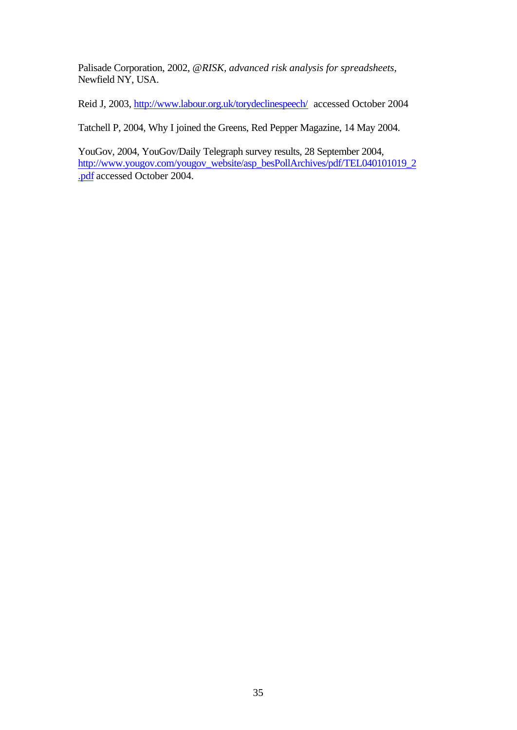Palisade Corporation, 2002, *@RISK, advanced risk analysis for spreadsheets,* Newfield NY, USA.

Reid J, 2003, http://www.labour.org.uk/torydeclinespeech/ accessed October 2004

Tatchell P, 2004, Why I joined the Greens, Red Pepper Magazine, 14 May 2004.

YouGov, 2004, YouGov/Daily Telegraph survey results, 28 September 2004, http://www.yougov.com/yougov_website/asp_besPollArchives/pdf/TEL040101019_2.pdf accessed October 2004.